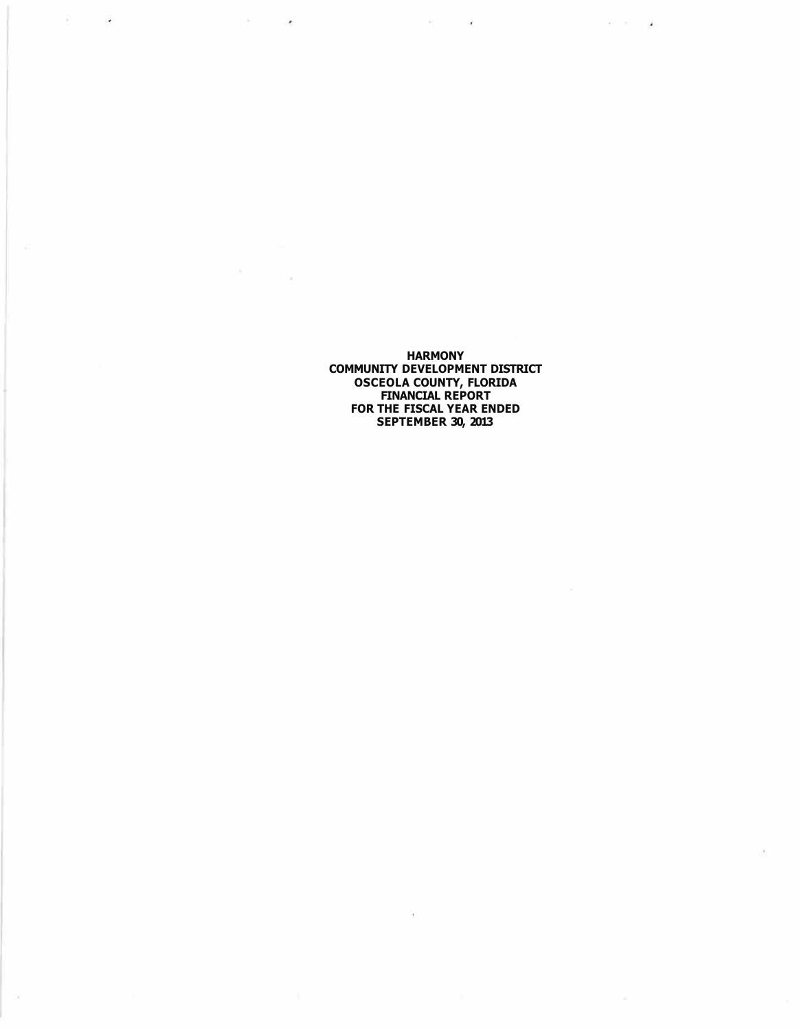**HARMONY**
**COMMUNITY DEVELOPMENT DISTRICT**
**OSCEOLA COUNTY, FLORIDA**
**FINANCIAL REPORT**
**FOR THE FISCAL YEAR ENDED**
**SEPTEMBER 30, 2013**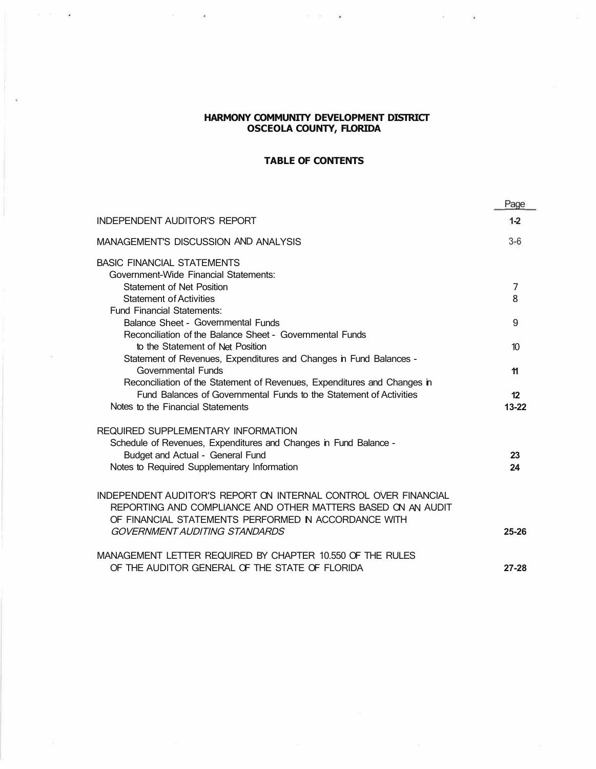**HARMONY COMMUNITY DEVELOPMENT DISTRICT**
**OSCEOLA COUNTY, FLORIDA**

**TABLE OF CONTENTS**

| | Page |
|---|---|
| INDEPENDENT AUDITOR'S REPORT | 1-2 |
| MANAGEMENT'S DISCUSSION AND ANALYSIS | 3-6 |
| BASIC FINANCIAL STATEMENTS | |
| Government-Wide Financial Statements: | |
| Statement of Net Position | 7 |
| Statement of Activities | 8 |
| Fund Financial Statements: | |
| Balance Sheet - Governmental Funds | 9 |
| Reconciliation of the Balance Sheet - Governmental Funds to the Statement of Net Position | 10 |
| Statement of Revenues, Expenditures and Changes in Fund Balances - Governmental Funds | 11 |
| Reconciliation of the Statement of Revenues, Expenditures and Changes in Fund Balances of Governmental Funds to the Statement of Activities | 12 |
| Notes to the Financial Statements | 13-22 |
| REQUIRED SUPPLEMENTARY INFORMATION | |
| Schedule of Revenues, Expenditures and Changes in Fund Balance - Budget and Actual - General Fund | 23 |
| Notes to Required Supplementary Information | 24 |
| INDEPENDENT AUDITOR'S REPORT ON INTERNAL CONTROL OVER FINANCIAL REPORTING AND COMPLIANCE AND OTHER MATTERS BASED ON AN AUDIT OF FINANCIAL STATEMENTS PERFORMED IN ACCORDANCE WITH *GOVERNMENT AUDITING STANDARDS* | 25-26 |
| MANAGEMENT LETTER REQUIRED BY CHAPTER 10.550 OF THE RULES OF THE AUDITOR GENERAL OF THE STATE OF FLORIDA | 27-28 |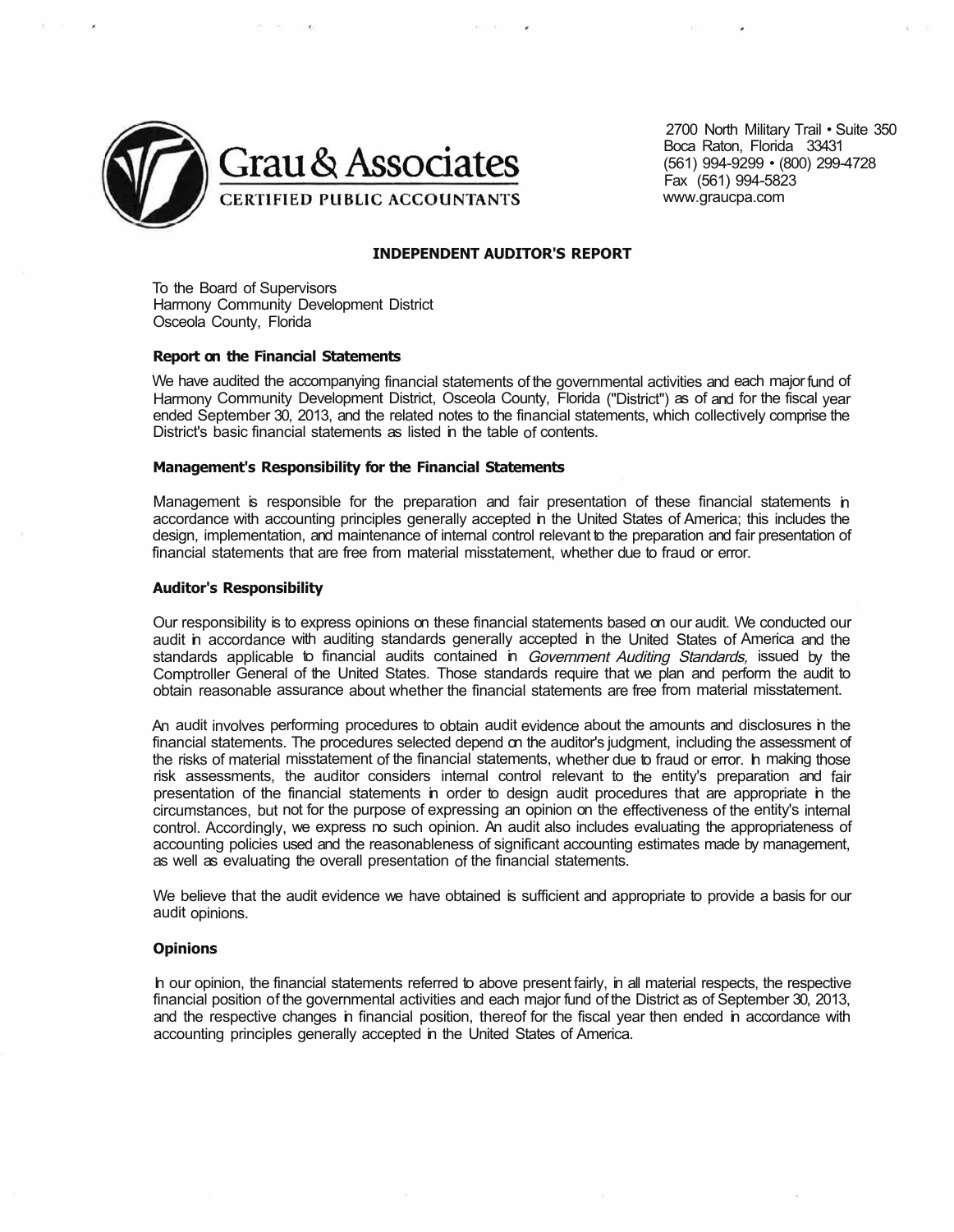Grau & Associates
CERTIFIED PUBLIC ACCOUNTANTS

2700 North Military Trail • Suite 350
Boca Raton, Florida 33431
(561) 994-9299 • (800) 299-4728
Fax (561) 994-5823
www.graucpa.com

## INDEPENDENT AUDITOR'S REPORT

To the Board of Supervisors
Harmony Community Development District
Osceola County, Florida

### Report on the Financial Statements

We have audited the accompanying financial statements of the governmental activities and each major fund of Harmony Community Development District, Osceola County, Florida ("District") as of and for the fiscal year ended September 30, 2013, and the related notes to the financial statements, which collectively comprise the District's basic financial statements as listed in the table of contents.

### Management's Responsibility for the Financial Statements

Management is responsible for the preparation and fair presentation of these financial statements in accordance with accounting principles generally accepted in the United States of America; this includes the design, implementation, and maintenance of internal control relevant to the preparation and fair presentation of financial statements that are free from material misstatement, whether due to fraud or error.

### Auditor's Responsibility

Our responsibility is to express opinions on these financial statements based on our audit. We conducted our audit in accordance with auditing standards generally accepted in the United States of America and the standards applicable to financial audits contained in *Government Auditing Standards,* issued by the Comptroller General of the United States. Those standards require that we plan and perform the audit to obtain reasonable assurance about whether the financial statements are free from material misstatement.

An audit involves performing procedures to obtain audit evidence about the amounts and disclosures in the financial statements. The procedures selected depend on the auditor's judgment, including the assessment of the risks of material misstatement of the financial statements, whether due to fraud or error. In making those risk assessments, the auditor considers internal control relevant to the entity's preparation and fair presentation of the financial statements in order to design audit procedures that are appropriate in the circumstances, but not for the purpose of expressing an opinion on the effectiveness of the entity's internal control. Accordingly, we express no such opinion. An audit also includes evaluating the appropriateness of accounting policies used and the reasonableness of significant accounting estimates made by management, as well as evaluating the overall presentation of the financial statements.

We believe that the audit evidence we have obtained is sufficient and appropriate to provide a basis for our audit opinions.

### Opinions

In our opinion, the financial statements referred to above present fairly, in all material respects, the respective financial position of the governmental activities and each major fund of the District as of September 30, 2013, and the respective changes in financial position, thereof for the fiscal year then ended in accordance with accounting principles generally accepted in the United States of America.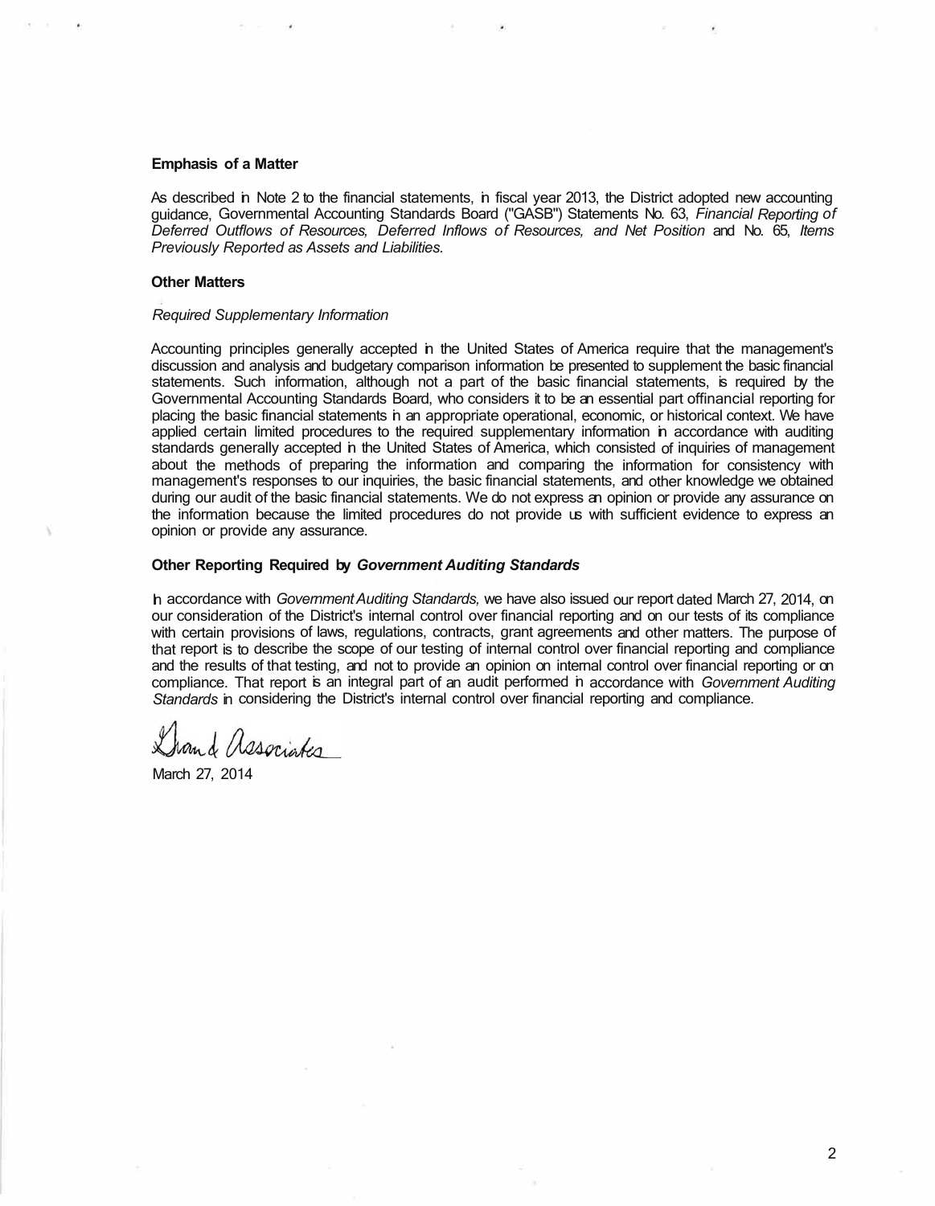**Emphasis of a Matter**

As described in Note 2 to the financial statements, in fiscal year 2013, the District adopted new accounting guidance, Governmental Accounting Standards Board ("GASB") Statements No. 63, *Financial Reporting of Deferred Outflows of Resources, Deferred Inflows of Resources, and Net Position* and No. 65, *Items Previously Reported as Assets and Liabilities.*

**Other Matters**

*Required Supplementary Information*

Accounting principles generally accepted in the United States of America require that the management's discussion and analysis and budgetary comparison information be presented to supplement the basic financial statements. Such information, although not a part of the basic financial statements, is required by the Governmental Accounting Standards Board, who considers it to be an essential part offinancial reporting for placing the basic financial statements in an appropriate operational, economic, or historical context. We have applied certain limited procedures to the required supplementary information in accordance with auditing standards generally accepted in the United States of America, which consisted of inquiries of management about the methods of preparing the information and comparing the information for consistency with management's responses to our inquiries, the basic financial statements, and other knowledge we obtained during our audit of the basic financial statements. We do not express an opinion or provide any assurance on the information because the limited procedures do not provide us with sufficient evidence to express an opinion or provide any assurance.

**Other Reporting Required by *Government Auditing Standards***

In accordance with *Government Auditing Standards,* we have also issued our report dated March 27, 2014, on our consideration of the District's internal control over financial reporting and on our tests of its compliance with certain provisions of laws, regulations, contracts, grant agreements and other matters. The purpose of that report is to describe the scope of our testing of internal control over financial reporting and compliance and the results of that testing, and not to provide an opinion on internal control over financial reporting or on compliance. That report is an integral part of an audit performed in accordance with *Government Auditing Standards* in considering the District's internal control over financial reporting and compliance.

Brand Associates

March 27, 2014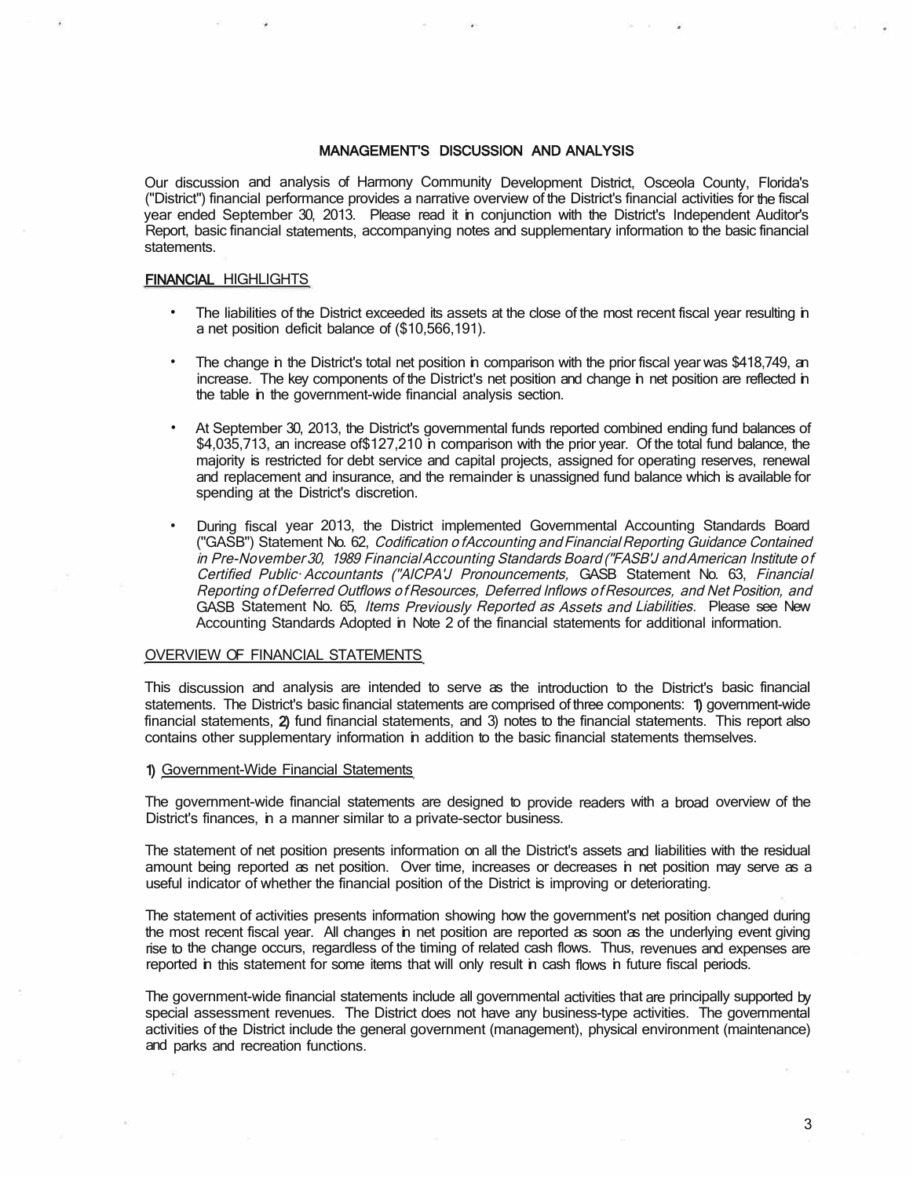## MANAGEMENT'S DISCUSSION AND ANALYSIS

Our discussion and analysis of Harmony Community Development District, Osceola County, Florida's ("District") financial performance provides a narrative overview of the District's financial activities for the fiscal year ended September 30, 2013. Please read it in conjunction with the District's Independent Auditor's Report, basic financial statements, accompanying notes and supplementary information to the basic financial statements.

### FINANCIAL HIGHLIGHTS

- The liabilities of the District exceeded its assets at the close of the most recent fiscal year resulting in a net position deficit balance of ($10,566,191).
- The change in the District's total net position in comparison with the prior fiscal year was $418,749, an increase. The key components of the District's net position and change in net position are reflected in the table in the government-wide financial analysis section.
- At September 30, 2013, the District's governmental funds reported combined ending fund balances of $4,035,713, an increase of $127,210 in comparison with the prior year. Of the total fund balance, the majority is restricted for debt service and capital projects, assigned for operating reserves, renewal and replacement and insurance, and the remainder is unassigned fund balance which is available for spending at the District's discretion.
- During fiscal year 2013, the District implemented Governmental Accounting Standards Board ("GASB") Statement No. 62, *Codification of Accounting and Financial Reporting Guidance Contained in Pre-November 30, 1989 Financial Accounting Standards Board ("FASB") and American Institute of Certified Public Accountants ("AICPA") Pronouncements,* GASB Statement No. 63, *Financial Reporting of Deferred Outflows of Resources, Deferred Inflows of Resources, and Net Position, and* GASB Statement No. 65, *Items Previously Reported as Assets and Liabilities.* Please see New Accounting Standards Adopted in Note 2 of the financial statements for additional information.

### OVERVIEW OF FINANCIAL STATEMENTS

This discussion and analysis are intended to serve as the introduction to the District's basic financial statements. The District's basic financial statements are comprised of three components: 1) government-wide financial statements, 2) fund financial statements, and 3) notes to the financial statements. This report also contains other supplementary information in addition to the basic financial statements themselves.

#### 1) Government-Wide Financial Statements

The government-wide financial statements are designed to provide readers with a broad overview of the District's finances, in a manner similar to a private-sector business.

The statement of net position presents information on all the District's assets and liabilities with the residual amount being reported as net position. Over time, increases or decreases in net position may serve as a useful indicator of whether the financial position of the District is improving or deteriorating.

The statement of activities presents information showing how the government's net position changed during the most recent fiscal year. All changes in net position are reported as soon as the underlying event giving rise to the change occurs, regardless of the timing of related cash flows. Thus, revenues and expenses are reported in this statement for some items that will only result in cash flows in future fiscal periods.

The government-wide financial statements include all governmental activities that are principally supported by special assessment revenues. The District does not have any business-type activities. The governmental activities of the District include the general government (management), physical environment (maintenance) and parks and recreation functions.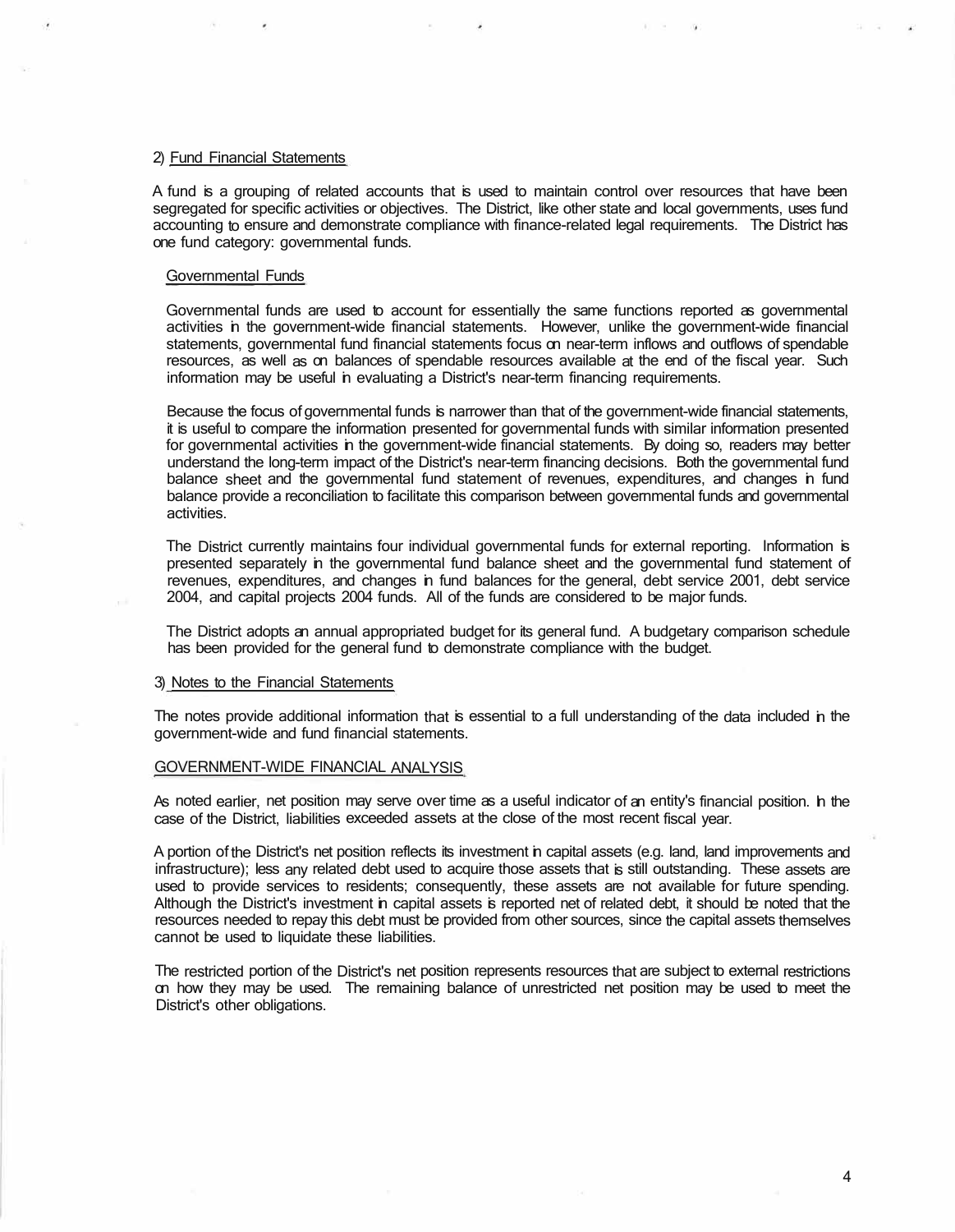2) Fund Financial Statements

A fund is a grouping of related accounts that is used to maintain control over resources that have been segregated for specific activities or objectives. The District, like other state and local governments, uses fund accounting to ensure and demonstrate compliance with finance-related legal requirements. The District has one fund category: governmental funds.

Governmental Funds

Governmental funds are used to account for essentially the same functions reported as governmental activities in the government-wide financial statements. However, unlike the government-wide financial statements, governmental fund financial statements focus on near-term inflows and outflows of spendable resources, as well as on balances of spendable resources available at the end of the fiscal year. Such information may be useful in evaluating a District's near-term financing requirements.

Because the focus of governmental funds is narrower than that of the government-wide financial statements, it is useful to compare the information presented for governmental funds with similar information presented for governmental activities in the government-wide financial statements. By doing so, readers may better understand the long-term impact of the District's near-term financing decisions. Both the governmental fund balance sheet and the governmental fund statement of revenues, expenditures, and changes in fund balance provide a reconciliation to facilitate this comparison between governmental funds and governmental activities.

The District currently maintains four individual governmental funds for external reporting. Information is presented separately in the governmental fund balance sheet and the governmental fund statement of revenues, expenditures, and changes in fund balances for the general, debt service 2001, debt service 2004, and capital projects 2004 funds. All of the funds are considered to be major funds.

The District adopts an annual appropriated budget for its general fund. A budgetary comparison schedule has been provided for the general fund to demonstrate compliance with the budget.

3) Notes to the Financial Statements

The notes provide additional information that is essential to a full understanding of the data included in the government-wide and fund financial statements.

GOVERNMENT-WIDE FINANCIAL ANALYSIS

As noted earlier, net position may serve over time as a useful indicator of an entity's financial position. In the case of the District, liabilities exceeded assets at the close of the most recent fiscal year.

A portion of the District's net position reflects its investment in capital assets (e.g. land, land improvements and infrastructure); less any related debt used to acquire those assets that is still outstanding. These assets are used to provide services to residents; consequently, these assets are not available for future spending. Although the District's investment in capital assets is reported net of related debt, it should be noted that the resources needed to repay this debt must be provided from other sources, since the capital assets themselves cannot be used to liquidate these liabilities.

The restricted portion of the District's net position represents resources that are subject to external restrictions on how they may be used. The remaining balance of unrestricted net position may be used to meet the District's other obligations.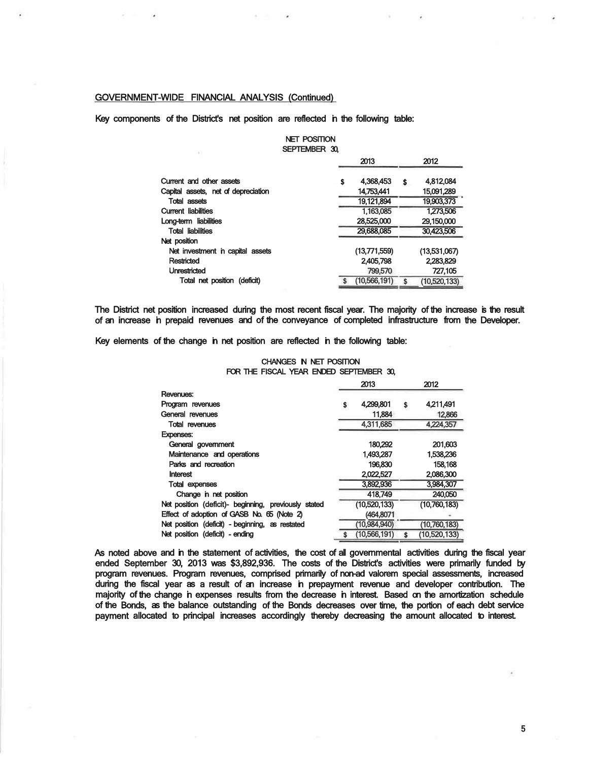## GOVERNMENT-WIDE FINANCIAL ANALYSIS (Continued)

Key components of the District's net position are reflected in the following table:

NET POSITION
SEPTEMBER 30,

| | 2013 | 2012 |
|---|---|---|
| Current and other assets | $ 4,368,453 | $ 4,812,084 |
| Capital assets, net of depreciation | 14,753,441 | 15,091,289 |
| Total assets | 19,121,894 | 19,903,373 |
| Current liabilities | 1,163,085 | 1,273,506 |
| Long-term liabilities | 28,525,000 | 29,150,000 |
| Total liabilities | 29,688,085 | 30,423,506 |
| Net position | | |
| Net investment in capital assets | (13,771,559) | (13,531,067) |
| Restricted | 2,405,798 | 2,283,829 |
| Unrestricted | 799,570 | 727,105 |
| Total net position (deficit) | $ (10,566,191) | $ (10,520,133) |

The District net position increased during the most recent fiscal year. The majority of the increase is the result of an increase in prepaid revenues and of the conveyance of completed infrastructure from the Developer.

Key elements of the change in net position are reflected in the following table:

CHANGES IN NET POSITION
FOR THE FISCAL YEAR ENDED SEPTEMBER 30,

| | 2013 | 2012 |
|---|---|---|
| Revenues: | | |
| Program revenues | $ 4,299,801 | $ 4,211,491 |
| General revenues | 11,884 | 12,866 |
| Total revenues | 4,311,685 | 4,224,357 |
| Expenses: | | |
| General government | 180,292 | 201,603 |
| Maintenance and operations | 1,493,287 | 1,538,236 |
| Parks and recreation | 196,830 | 158,168 |
| Interest | 2,022,527 | 2,086,300 |
| Total expenses | 3,892,936 | 3,984,307 |
| Change in net position | 418,749 | 240,050 |
| Net position (deficit)- beginning, previously stated | (10,520,133) | (10,760,183) |
| Effect of adoption of GASB No. 65 (Note 2) | (464,8071 | - |
| Net position (deficit) - beginning, as restated | (10,984,940) | (10,760,183) |
| Net position (deficit) - ending | $ (10,566,191) | $ (10,520,133) |

As noted above and in the statement of activities, the cost of all governmental activities during the fiscal year ended September 30, 2013 was $3,892,936. The costs of the District's activities were primarily funded by program revenues. Program revenues, comprised primarily of non-ad valorem special assessments, increased during the fiscal year as a result of an increase in prepayment revenue and developer contribution. The majority of the change in expenses results from the decrease in interest. Based on the amortization schedule of the Bonds, as the balance outstanding of the Bonds decreases over time, the portion of each debt service payment allocated to principal increases accordingly thereby decreasing the amount allocated to interest.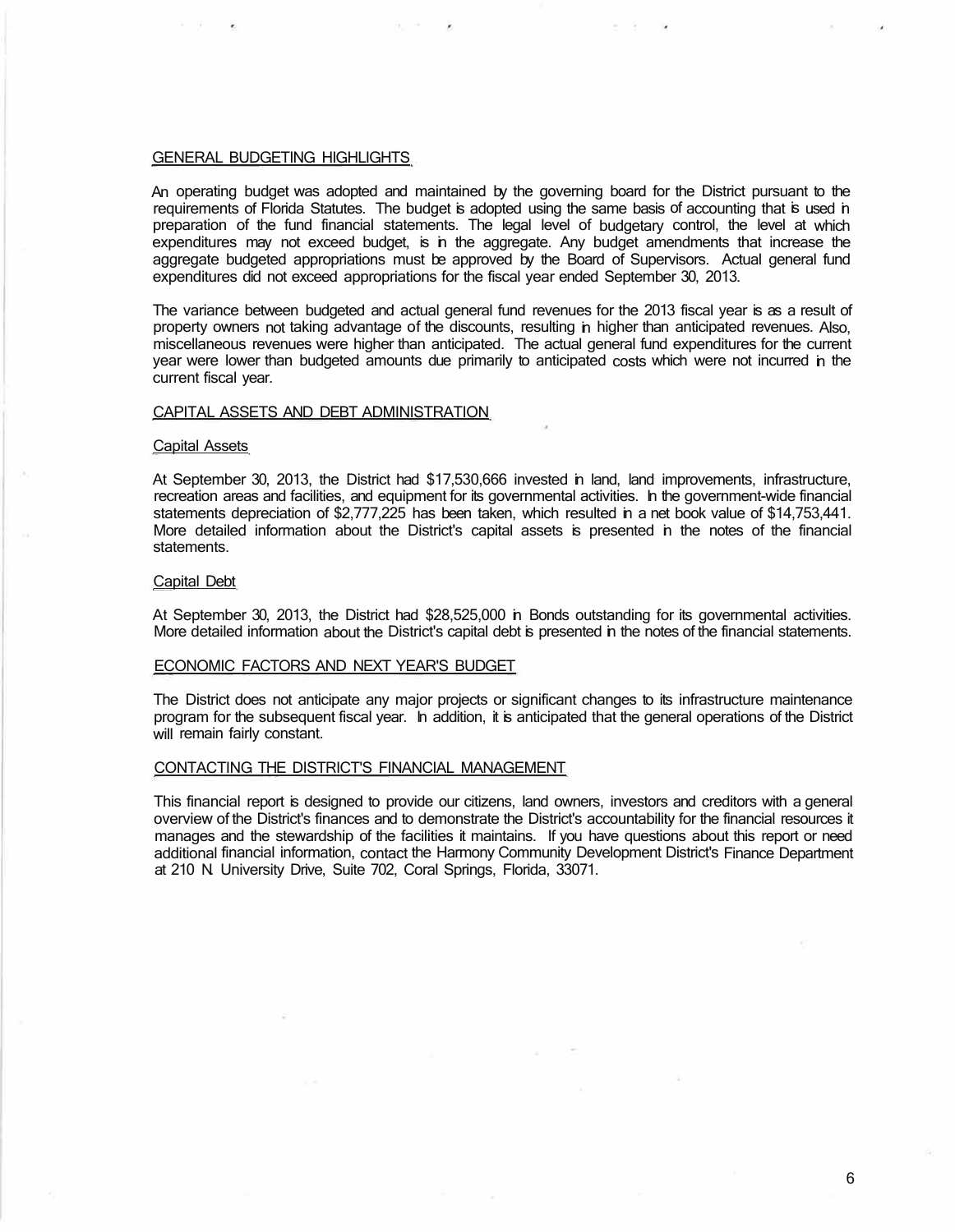## GENERAL BUDGETING HIGHLIGHTS

An operating budget was adopted and maintained by the governing board for the District pursuant to the requirements of Florida Statutes. The budget is adopted using the same basis of accounting that is used in preparation of the fund financial statements. The legal level of budgetary control, the level at which expenditures may not exceed budget, is in the aggregate. Any budget amendments that increase the aggregate budgeted appropriations must be approved by the Board of Supervisors. Actual general fund expenditures did not exceed appropriations for the fiscal year ended September 30, 2013.

The variance between budgeted and actual general fund revenues for the 2013 fiscal year is as a result of property owners not taking advantage of the discounts, resulting in higher than anticipated revenues. Also, miscellaneous revenues were higher than anticipated. The actual general fund expenditures for the current year were lower than budgeted amounts due primarily to anticipated costs which were not incurred in the current fiscal year.

## CAPITAL ASSETS AND DEBT ADMINISTRATION

### Capital Assets

At September 30, 2013, the District had $17,530,666 invested in land, land improvements, infrastructure, recreation areas and facilities, and equipment for its governmental activities. In the government-wide financial statements depreciation of $2,777,225 has been taken, which resulted in a net book value of $14,753,441. More detailed information about the District's capital assets is presented in the notes of the financial statements.

### Capital Debt

At September 30, 2013, the District had $28,525,000 in Bonds outstanding for its governmental activities. More detailed information about the District's capital debt is presented in the notes of the financial statements.

## ECONOMIC FACTORS AND NEXT YEAR'S BUDGET

The District does not anticipate any major projects or significant changes to its infrastructure maintenance program for the subsequent fiscal year. In addition, it is anticipated that the general operations of the District will remain fairly constant.

## CONTACTING THE DISTRICT'S FINANCIAL MANAGEMENT

This financial report is designed to provide our citizens, land owners, investors and creditors with a general overview of the District's finances and to demonstrate the District's accountability for the financial resources it manages and the stewardship of the facilities it maintains. If you have questions about this report or need additional financial information, contact the Harmony Community Development District's Finance Department at 210 N. University Drive, Suite 702, Coral Springs, Florida, 33071.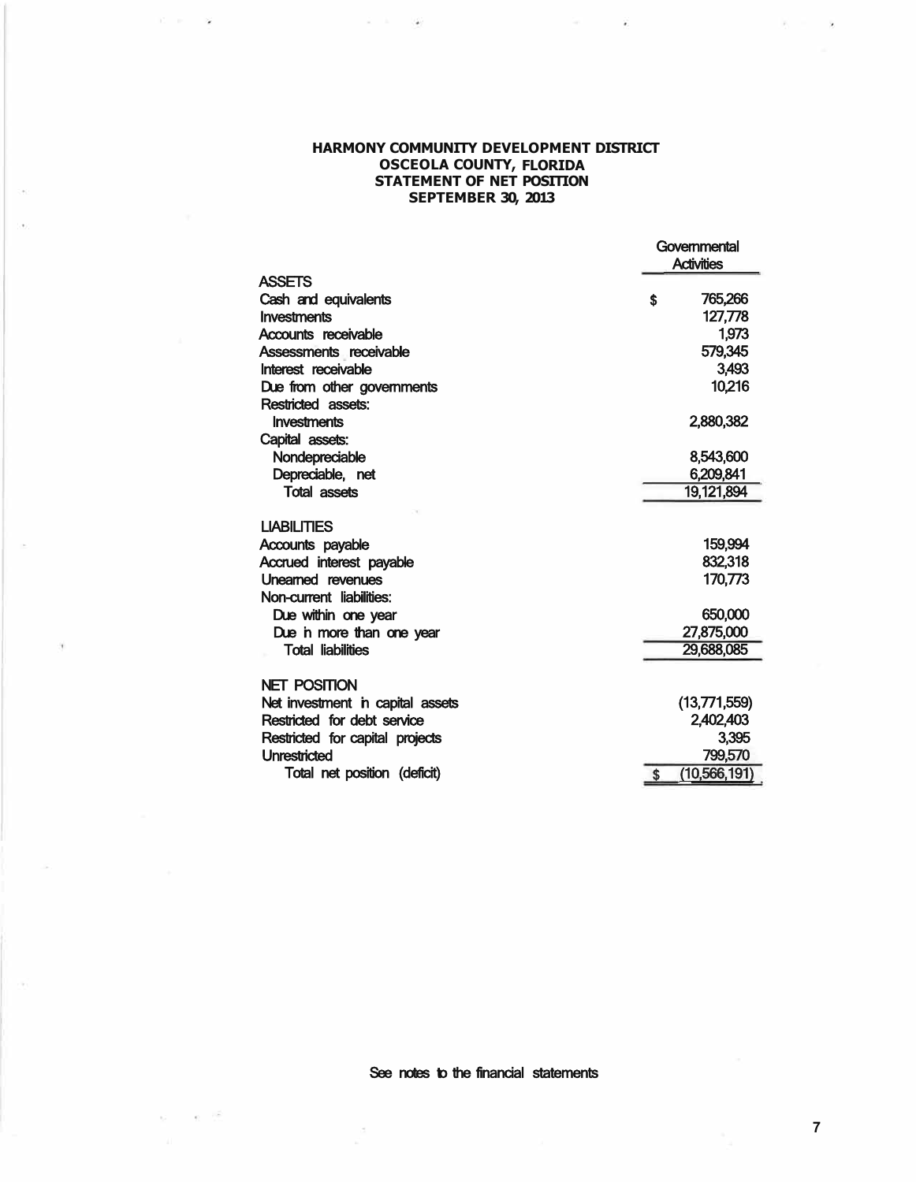# HARMONY COMMUNITY DEVELOPMENT DISTRICT
## OSCEOLA COUNTY, FLORIDA
## STATEMENT OF NET POSITION
## SEPTEMBER 30, 2013

| | Governmental Activities |
|---|---|
| **ASSETS** | |
| Cash and equivalents | $ 765,266 |
| Investments | 127,778 |
| Accounts receivable | 1,973 |
| Assessments receivable | 579,345 |
| Interest receivable | 3,493 |
| Due from other governments | 10,216 |
| Restricted assets: | |
| Investments | 2,880,382 |
| Capital assets: | |
| Nondepreciable | 8,543,600 |
| Depreciable, net | 6,209,841 |
| Total assets | 19,121,894 |
| **LIABILITIES** | |
| Accounts payable | 159,994 |
| Accrued interest payable | 832,318 |
| Unearned revenues | 170,773 |
| Non-current liabilities: | |
| Due within one year | 650,000 |
| Due in more than one year | 27,875,000 |
| Total liabilities | 29,688,085 |
| **NET POSITION** | |
| Net investment in capital assets | (13,771,559) |
| Restricted for debt service | 2,402,403 |
| Restricted for capital projects | 3,395 |
| Unrestricted | 799,570 |
| Total net position (deficit) | $ (10,566,191) |

See notes to the financial statements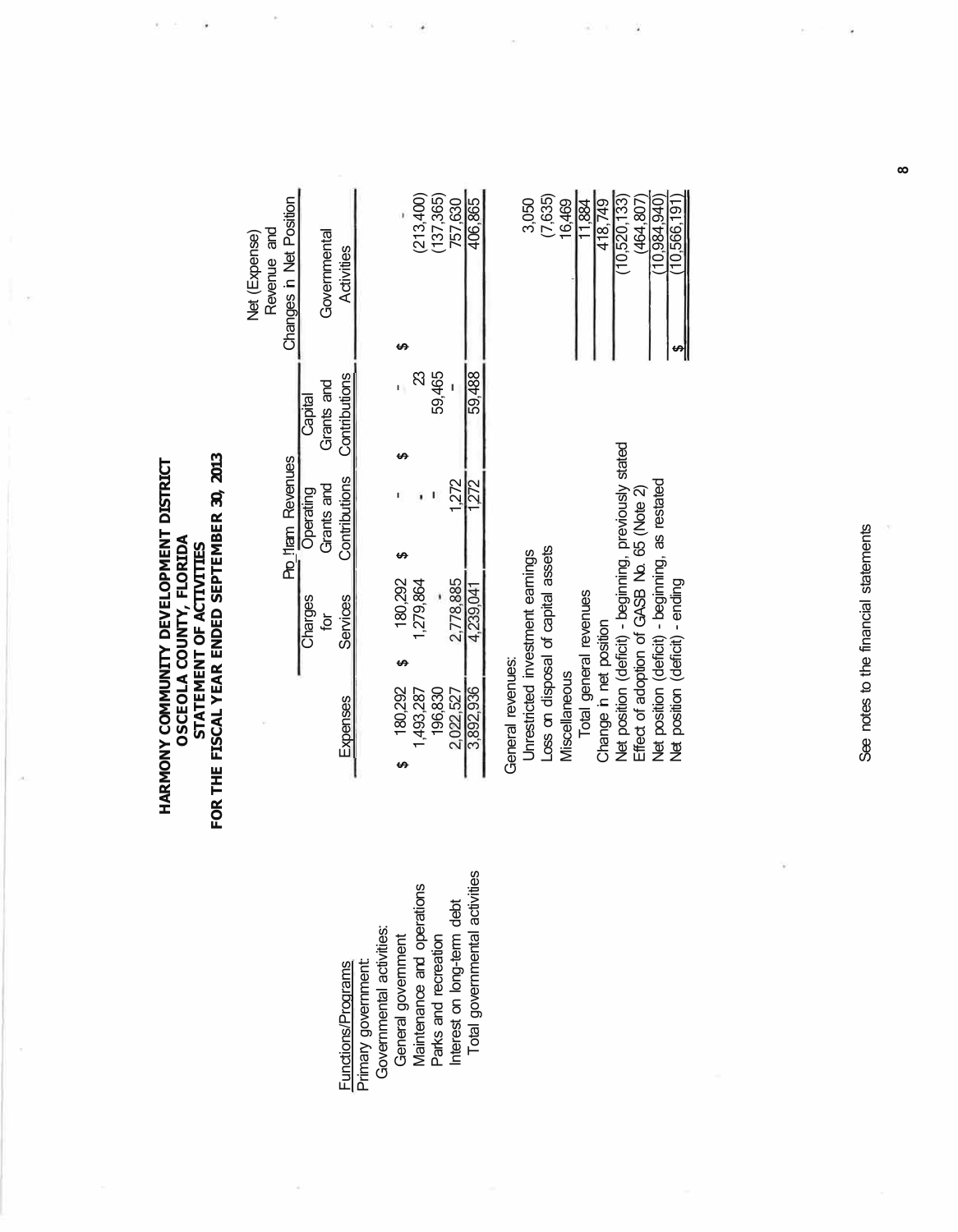# HARMONY COMMUNITY DEVELOPMENT DISTRICT
## OSCEOLA COUNTY, FLORIDA
## STATEMENT OF ACTIVITIES
## FOR THE FISCAL YEAR ENDED SEPTEMBER 30, 2013

| Functions/Programs | Expenses | Program Revenues | | | Net (Expense) Revenue and Changes in Net Position |
|---|---|---|---|---|---|
| | | Charges for Services | Operating Grants and Contributions | Capital Grants and Contributions | Governmental Activities |
| Primary government: | | | | | |
| Governmental activities: | | | | | |
| General government | $ 180,292 | $ 180,292 | $ - | $ - | $ - |
| Maintenance and operations | 1,493,287 | 1,279,864 | - | 23 | (213,400) |
| Parks and recreation | 196,830 | - | - | 59,465 | (137,365) |
| Interest on long-term debt | 2,022,527 | 2,778,885 | 1,272 | - | 757,630 |
| Total governmental activities | 3,892,936 | 4,239,041 | 1,272 | 59,488 | 406,865 |
| | | | | | |
| General revenues: | | | | | |
| Unrestricted investment earnings | | | | | 3,050 |
| Loss on disposal of capital assets | | | | | (7,635) |
| Miscellaneous | | | | | 16,469 |
| Total general revenues | | | | | 11,884 |
| Change in net position | | | | | 418,749 |
| Net position (deficit) - beginning, previously stated | | | | | (10,520,133) |
| Effect of adoption of GASB No. 65 (Note 2) | | | | | (464,807) |
| Net position (deficit) - beginning, as restated | | | | | (10,984,940) |
| Net position (deficit) - ending | | | | | $ (10,566,191) |

See notes to the financial statements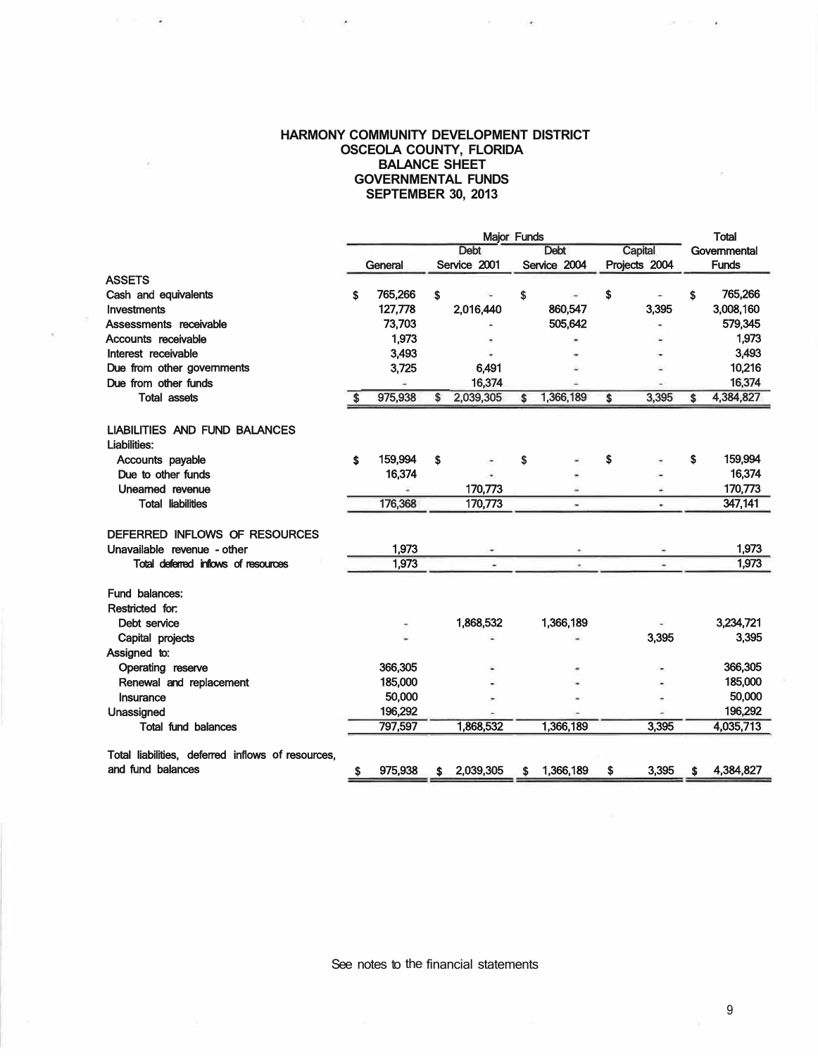# HARMONY COMMUNITY DEVELOPMENT DISTRICT
## OSCEOLA COUNTY, FLORIDA
## BALANCE SHEET
## GOVERNMENTAL FUNDS
## SEPTEMBER 30, 2013

| | Major Funds | | | | Total |
|---|---|---|---|---|---|
| | General | Debt Service 2001 | Debt Service 2004 | Capital Projects 2004 | Governmental Funds |
| **ASSETS** | | | | | |
| Cash and equivalents | $ 765,266 | $ - | $ - | $ - | $ 765,266 |
| Investments | 127,778 | 2,016,440 | 860,547 | 3,395 | 3,008,160 |
| Assessments receivable | 73,703 | - | 505,642 | - | 579,345 |
| Accounts receivable | 1,973 | - | - | - | 1,973 |
| Interest receivable | 3,493 | - | - | - | 3,493 |
| Due from other governments | 3,725 | 6,491 | - | - | 10,216 |
| Due from other funds | - | 16,374 | - | - | 16,374 |
| Total assets | $ 975,938 | $ 2,039,305 | $ 1,366,189 | $ 3,395 | $ 4,384,827 |
| | | | | | |
| **LIABILITIES AND FUND BALANCES** | | | | | |
| Liabilities: | | | | | |
| Accounts payable | $ 159,994 | $ - | $ - | $ - | $ 159,994 |
| Due to other funds | 16,374 | - | - | - | 16,374 |
| Unearned revenue | - | 170,773 | - | - | 170,773 |
| Total liabilities | 176,368 | 170,773 | - | - | 347,141 |
| | | | | | |
| **DEFERRED INFLOWS OF RESOURCES** | | | | | |
| Unavailable revenue - other | 1,973 | - | - | - | 1,973 |
| Total deferred inflows of resources | 1,973 | - | - | - | 1,973 |
| | | | | | |
| Fund balances: | | | | | |
| Restricted for: | | | | | |
| Debt service | - | 1,868,532 | 1,366,189 | - | 3,234,721 |
| Capital projects | - | - | - | 3,395 | 3,395 |
| Assigned to: | | | | | |
| Operating reserve | 366,305 | - | - | - | 366,305 |
| Renewal and replacement | 185,000 | - | - | - | 185,000 |
| Insurance | 50,000 | - | - | - | 50,000 |
| Unassigned | 196,292 | - | - | - | 196,292 |
| Total fund balances | 797,597 | 1,868,532 | 1,366,189 | 3,395 | 4,035,713 |
| | | | | | |
| Total liabilities, deferred inflows of resources, and fund balances | $ 975,938 | $ 2,039,305 | $ 1,366,189 | $ 3,395 | $ 4,384,827 |

See notes to the financial statements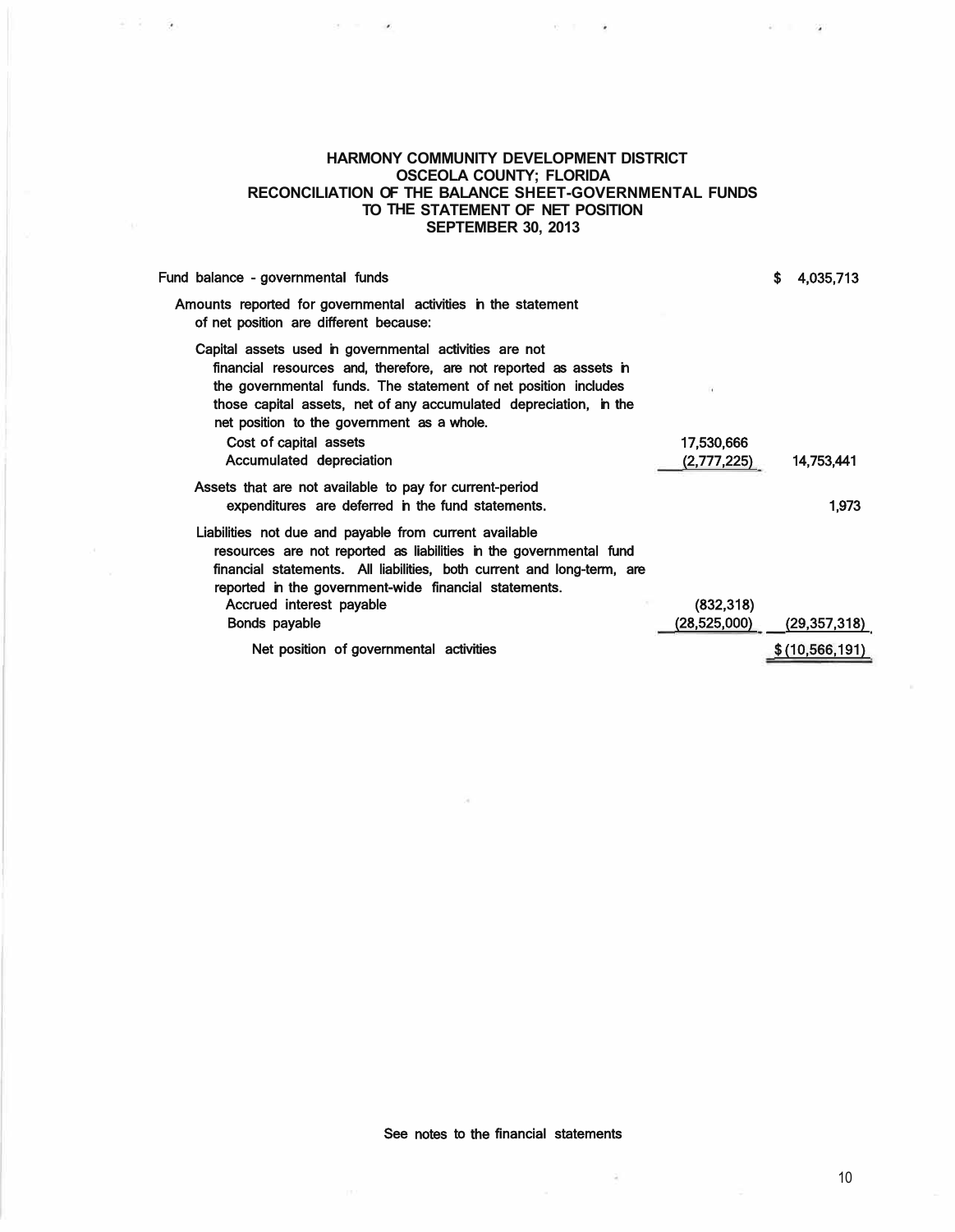# HARMONY COMMUNITY DEVELOPMENT DISTRICT
## OSCEOLA COUNTY; FLORIDA
## RECONCILIATION OF THE BALANCE SHEET-GOVERNMENTAL FUNDS TO THE STATEMENT OF NET POSITION
## SEPTEMBER 30, 2013

| | | |
|---|---|---|
| Fund balance - governmental funds | | $ 4,035,713 |
| Amounts reported for governmental activities in the statement of net position are different because: | | |
| Capital assets used in governmental activities are not financial resources and, therefore, are not reported as assets in the governmental funds. The statement of net position includes those capital assets, net of any accumulated depreciation, in the net position to the government as a whole. | | |
| Cost of capital assets | 17,530,666 | |
| Accumulated depreciation | (2,777,225) | 14,753,441 |
| Assets that are not available to pay for current-period expenditures are deferred in the fund statements. | | 1,973 |
| Liabilities not due and payable from current available resources are not reported as liabilities in the governmental fund financial statements. All liabilities, both current and long-term, are reported in the government-wide financial statements. | | |
| Accrued interest payable | (832,318) | |
| Bonds payable | (28,525,000) | (29,357,318) |
| Net position of governmental activities | | $ (10,566,191) |

See notes to the financial statements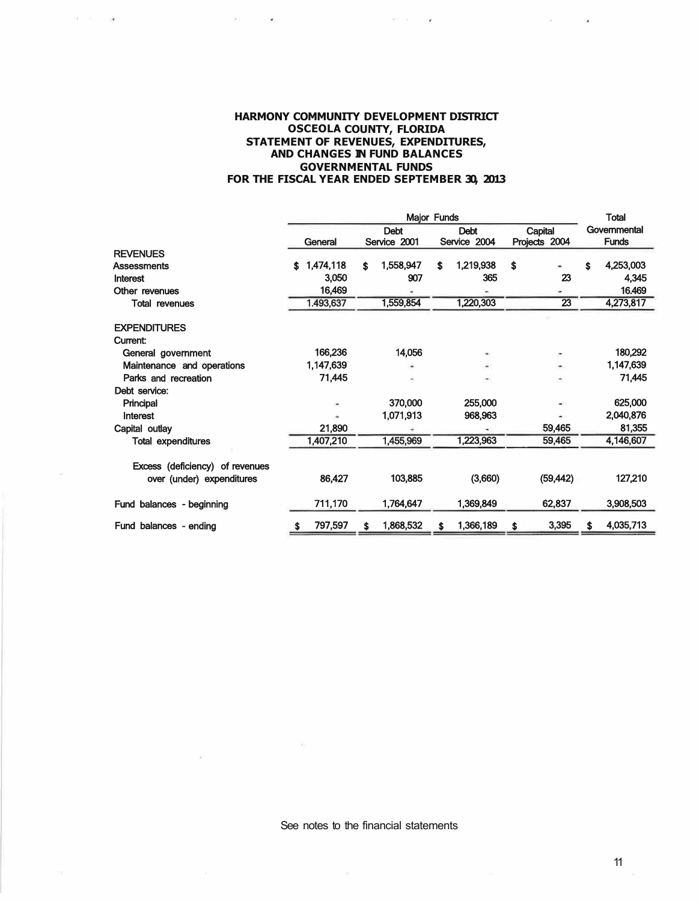# HARMONY COMMUNITY DEVELOPMENT DISTRICT
## OSCEOLA COUNTY, FLORIDA
## STATEMENT OF REVENUES, EXPENDITURES, AND CHANGES IN FUND BALANCES
## GOVERNMENTAL FUNDS
## FOR THE FISCAL YEAR ENDED SEPTEMBER 30, 2013

| | Major Funds | | | | Total |
|---|---|---|---|---|---|
| | General | Debt Service 2001 | Debt Service 2004 | Capital Projects 2004 | Governmental Funds |
| **REVENUES** | | | | | |
| Assessments | $ 1,474,118 | $ 1,558,947 | $ 1,219,938 | $ - | $ 4,253,003 |
| Interest | 3,050 | 907 | 365 | 23 | 4,345 |
| Other revenues | 16,469 | - | - | - | 16,469 |
| Total revenues | 1,493,637 | 1,559,854 | 1,220,303 | 23 | 4,273,817 |
| | | | | | |
| **EXPENDITURES** | | | | | |
| Current: | | | | | |
| General government | 166,236 | 14,056 | - | - | 180,292 |
| Maintenance and operations | 1,147,639 | - | - | - | 1,147,639 |
| Parks and recreation | 71,445 | - | - | - | 71,445 |
| Debt service: | | | | | |
| Principal | - | 370,000 | 255,000 | - | 625,000 |
| Interest | - | 1,071,913 | 968,963 | - | 2,040,876 |
| Capital outlay | 21,890 | - | - | 59,465 | 81,355 |
| Total expenditures | 1,407,210 | 1,455,969 | 1,223,963 | 59,465 | 4,146,607 |
| | | | | | |
| Excess (deficiency) of revenues over (under) expenditures | 86,427 | 103,885 | (3,660) | (59,442) | 127,210 |
| | | | | | |
| Fund balances - beginning | 711,170 | 1,764,647 | 1,369,849 | 62,837 | 3,908,503 |
| | | | | | |
| Fund balances - ending | $ 797,597 | $ 1,868,532 | $ 1,366,189 | $ 3,395 | $ 4,035,713 |

See notes to the financial statements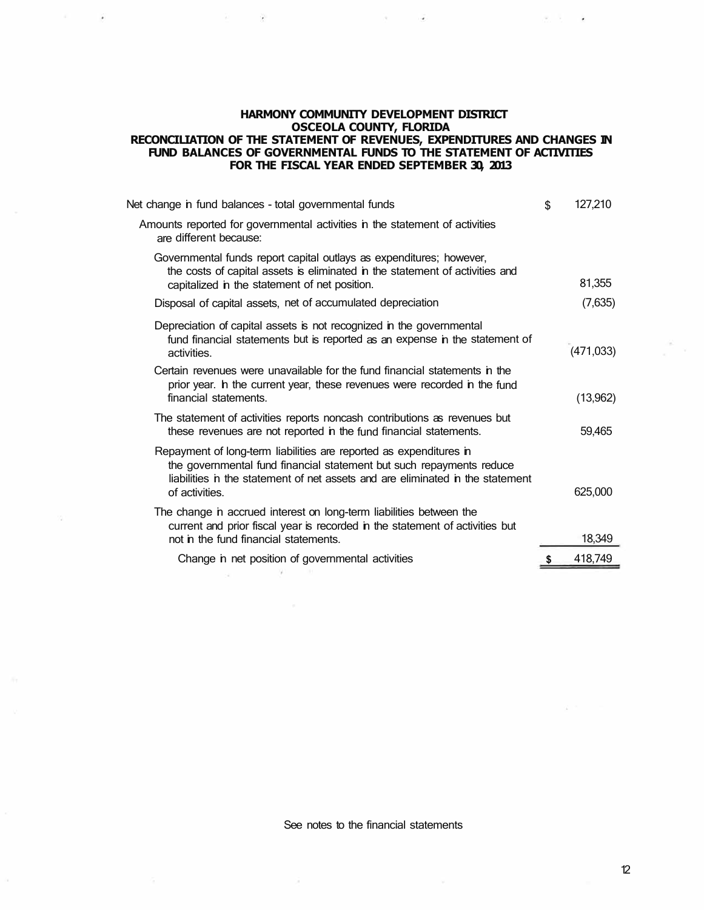**HARMONY COMMUNITY DEVELOPMENT DISTRICT**
**OSCEOLA COUNTY, FLORIDA**
**RECONCILIATION OF THE STATEMENT OF REVENUES, EXPENDITURES AND CHANGES IN FUND BALANCES OF GOVERNMENTAL FUNDS TO THE STATEMENT OF ACTIVITIES**
**FOR THE FISCAL YEAR ENDED SEPTEMBER 30, 2013**

| | | |
|---|---|---|
| Net change in fund balances - total governmental funds | $ | 127,210 |
| Amounts reported for governmental activities in the statement of activities are different because: | | |
| Governmental funds report capital outlays as expenditures; however, the costs of capital assets is eliminated in the statement of activities and capitalized in the statement of net position. | | 81,355 |
| Disposal of capital assets, net of accumulated depreciation | | (7,635) |
| Depreciation of capital assets is not recognized in the governmental fund financial statements but is reported as an expense in the statement of activities. | | (471,033) |
| Certain revenues were unavailable for the fund financial statements in the prior year. In the current year, these revenues were recorded in the fund financial statements. | | (13,962) |
| The statement of activities reports noncash contributions as revenues but these revenues are not reported in the fund financial statements. | | 59,465 |
| Repayment of long-term liabilities are reported as expenditures in the governmental fund financial statement but such repayments reduce liabilities in the statement of net assets and are eliminated in the statement of activities. | | 625,000 |
| The change in accrued interest on long-term liabilities between the current and prior fiscal year is recorded in the statement of activities but not in the fund financial statements. | | 18,349 |
| Change in net position of governmental activities | $ | 418,749 |

See notes to the financial statements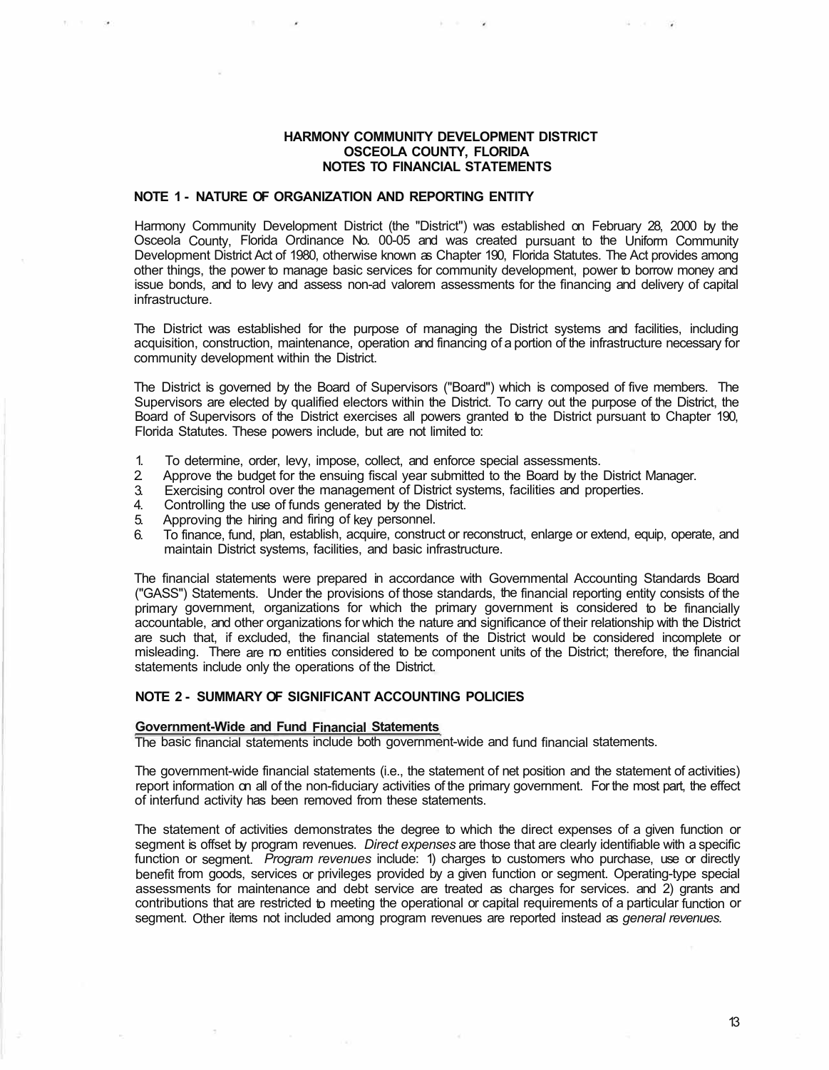# HARMONY COMMUNITY DEVELOPMENT DISTRICT
## OSCEOLA COUNTY, FLORIDA
## NOTES TO FINANCIAL STATEMENTS

### NOTE 1 - NATURE OF ORGANIZATION AND REPORTING ENTITY

Harmony Community Development District (the "District") was established on February 28, 2000 by the Osceola County, Florida Ordinance No. 00-05 and was created pursuant to the Uniform Community Development District Act of 1980, otherwise known as Chapter 190, Florida Statutes. The Act provides among other things, the power to manage basic services for community development, power to borrow money and issue bonds, and to levy and assess non-ad valorem assessments for the financing and delivery of capital infrastructure.

The District was established for the purpose of managing the District systems and facilities, including acquisition, construction, maintenance, operation and financing of a portion of the infrastructure necessary for community development within the District.

The District is governed by the Board of Supervisors ("Board") which is composed of five members. The Supervisors are elected by qualified electors within the District. To carry out the purpose of the District, the Board of Supervisors of the District exercises all powers granted to the District pursuant to Chapter 190, Florida Statutes. These powers include, but are not limited to:

1. To determine, order, levy, impose, collect, and enforce special assessments.
2. Approve the budget for the ensuing fiscal year submitted to the Board by the District Manager.
3. Exercising control over the management of District systems, facilities and properties.
4. Controlling the use of funds generated by the District.
5. Approving the hiring and firing of key personnel.
6. To finance, fund, plan, establish, acquire, construct or reconstruct, enlarge or extend, equip, operate, and maintain District systems, facilities, and basic infrastructure.

The financial statements were prepared in accordance with Governmental Accounting Standards Board ("GASS") Statements. Under the provisions of those standards, the financial reporting entity consists of the primary government, organizations for which the primary government is considered to be financially accountable, and other organizations for which the nature and significance of their relationship with the District are such that, if excluded, the financial statements of the District would be considered incomplete or misleading. There are no entities considered to be component units of the District; therefore, the financial statements include only the operations of the District.

### NOTE 2 - SUMMARY OF SIGNIFICANT ACCOUNTING POLICIES

**Government-Wide and Fund Financial Statements**

The basic financial statements include both government-wide and fund financial statements.

The government-wide financial statements (i.e., the statement of net position and the statement of activities) report information on all of the non-fiduciary activities of the primary government. For the most part, the effect of interfund activity has been removed from these statements.

The statement of activities demonstrates the degree to which the direct expenses of a given function or segment is offset by program revenues. *Direct expenses* are those that are clearly identifiable with a specific function or segment. *Program revenues* include: 1) charges to customers who purchase, use or directly benefit from goods, services or privileges provided by a given function or segment. Operating-type special assessments for maintenance and debt service are treated as charges for services. and 2) grants and contributions that are restricted to meeting the operational or capital requirements of a particular function or segment. Other items not included among program revenues are reported instead as *general revenues.*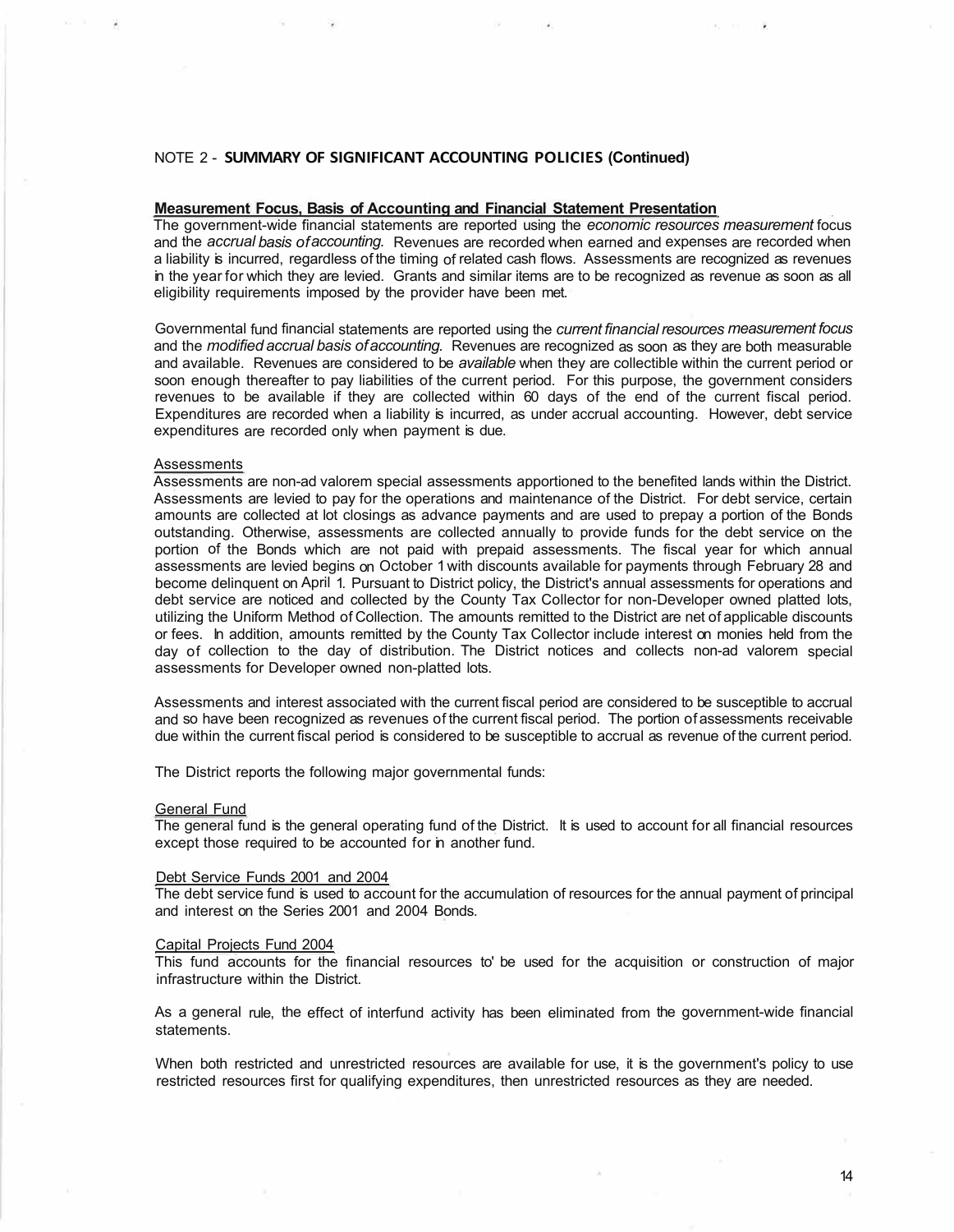NOTE 2 - **SUMMARY OF SIGNIFICANT ACCOUNTING POLICIES (Continued)**

**Measurement Focus, Basis of Accounting and Financial Statement Presentation**

The government-wide financial statements are reported using the *economic resources measurement* focus and the *accrual basis of accounting.* Revenues are recorded when earned and expenses are recorded when a liability is incurred, regardless of the timing of related cash flows. Assessments are recognized as revenues in the year for which they are levied. Grants and similar items are to be recognized as revenue as soon as all eligibility requirements imposed by the provider have been met.

Governmental fund financial statements are reported using the *current financial resources measurement focus* and the *modified accrual basis of accounting.* Revenues are recognized as soon as they are both measurable and available. Revenues are considered to be *available* when they are collectible within the current period or soon enough thereafter to pay liabilities of the current period. For this purpose, the government considers revenues to be available if they are collected within 60 days of the end of the current fiscal period. Expenditures are recorded when a liability is incurred, as under accrual accounting. However, debt service expenditures are recorded only when payment is due.

Assessments

Assessments are non-ad valorem special assessments apportioned to the benefited lands within the District. Assessments are levied to pay for the operations and maintenance of the District. For debt service, certain amounts are collected at lot closings as advance payments and are used to prepay a portion of the Bonds outstanding. Otherwise, assessments are collected annually to provide funds for the debt service on the portion of the Bonds which are not paid with prepaid assessments. The fiscal year for which annual assessments are levied begins on October 1 with discounts available for payments through February 28 and become delinquent on April 1. Pursuant to District policy, the District's annual assessments for operations and debt service are noticed and collected by the County Tax Collector for non-Developer owned platted lots, utilizing the Uniform Method of Collection. The amounts remitted to the District are net of applicable discounts or fees. In addition, amounts remitted by the County Tax Collector include interest on monies held from the day of collection to the day of distribution. The District notices and collects non-ad valorem special assessments for Developer owned non-platted lots.

Assessments and interest associated with the current fiscal period are considered to be susceptible to accrual and so have been recognized as revenues of the current fiscal period. The portion of assessments receivable due within the current fiscal period is considered to be susceptible to accrual as revenue of the current period.

The District reports the following major governmental funds:

General Fund

The general fund is the general operating fund of the District. It is used to account for all financial resources except those required to be accounted for in another fund.

Debt Service Funds 2001 and 2004

The debt service fund is used to account for the accumulation of resources for the annual payment of principal and interest on the Series 2001 and 2004 Bonds.

Capital Projects Fund 2004

This fund accounts for the financial resources to' be used for the acquisition or construction of major infrastructure within the District.

As a general rule, the effect of interfund activity has been eliminated from the government-wide financial statements.

When both restricted and unrestricted resources are available for use, it is the government's policy to use restricted resources first for qualifying expenditures, then unrestricted resources as they are needed.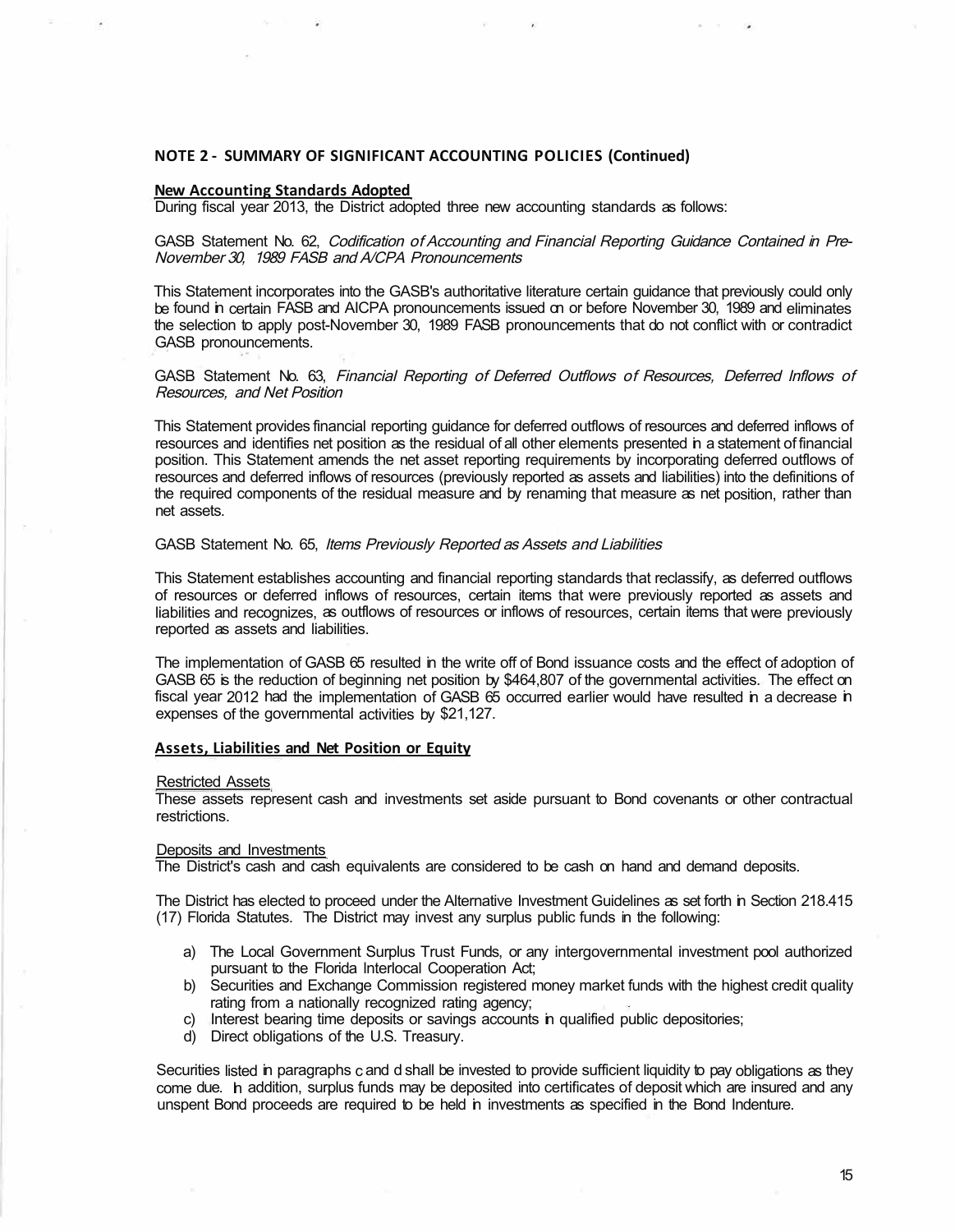## NOTE 2 - SUMMARY OF SIGNIFICANT ACCOUNTING POLICIES (Continued)

**New Accounting Standards Adopted**

During fiscal year 2013, the District adopted three new accounting standards as follows:

GASB Statement No. 62, *Codification of Accounting and Financial Reporting Guidance Contained in Pre-November 30, 1989 FASB and AICPA Pronouncements*

This Statement incorporates into the GASB's authoritative literature certain guidance that previously could only be found in certain FASB and AICPA pronouncements issued on or before November 30, 1989 and eliminates the selection to apply post-November 30, 1989 FASB pronouncements that do not conflict with or contradict GASB pronouncements.

GASB Statement No. 63, *Financial Reporting of Deferred Outflows of Resources, Deferred Inflows of Resources, and Net Position*

This Statement provides financial reporting guidance for deferred outflows of resources and deferred inflows of resources and identifies net position as the residual of all other elements presented in a statement of financial position. This Statement amends the net asset reporting requirements by incorporating deferred outflows of resources and deferred inflows of resources (previously reported as assets and liabilities) into the definitions of the required components of the residual measure and by renaming that measure as net position, rather than net assets.

GASB Statement No. 65, *Items Previously Reported as Assets and Liabilities*

This Statement establishes accounting and financial reporting standards that reclassify, as deferred outflows of resources or deferred inflows of resources, certain items that were previously reported as assets and liabilities and recognizes, as outflows of resources or inflows of resources, certain items that were previously reported as assets and liabilities.

The implementation of GASB 65 resulted in the write off of Bond issuance costs and the effect of adoption of GASB 65 is the reduction of beginning net position by $464,807 of the governmental activities. The effect on fiscal year 2012 had the implementation of GASB 65 occurred earlier would have resulted in a decrease in expenses of the governmental activities by $21,127.

**Assets, Liabilities and Net Position or Equity**

Restricted Assets

These assets represent cash and investments set aside pursuant to Bond covenants or other contractual restrictions.

Deposits and Investments

The District's cash and cash equivalents are considered to be cash on hand and demand deposits.

The District has elected to proceed under the Alternative Investment Guidelines as set forth in Section 218.415 (17) Florida Statutes. The District may invest any surplus public funds in the following:

a) The Local Government Surplus Trust Funds, or any intergovernmental investment pool authorized pursuant to the Florida Interlocal Cooperation Act;
b) Securities and Exchange Commission registered money market funds with the highest credit quality rating from a nationally recognized rating agency;
c) Interest bearing time deposits or savings accounts in qualified public depositories;
d) Direct obligations of the U.S. Treasury.

Securities listed in paragraphs c and d shall be invested to provide sufficient liquidity to pay obligations as they come due. In addition, surplus funds may be deposited into certificates of deposit which are insured and any unspent Bond proceeds are required to be held in investments as specified in the Bond Indenture.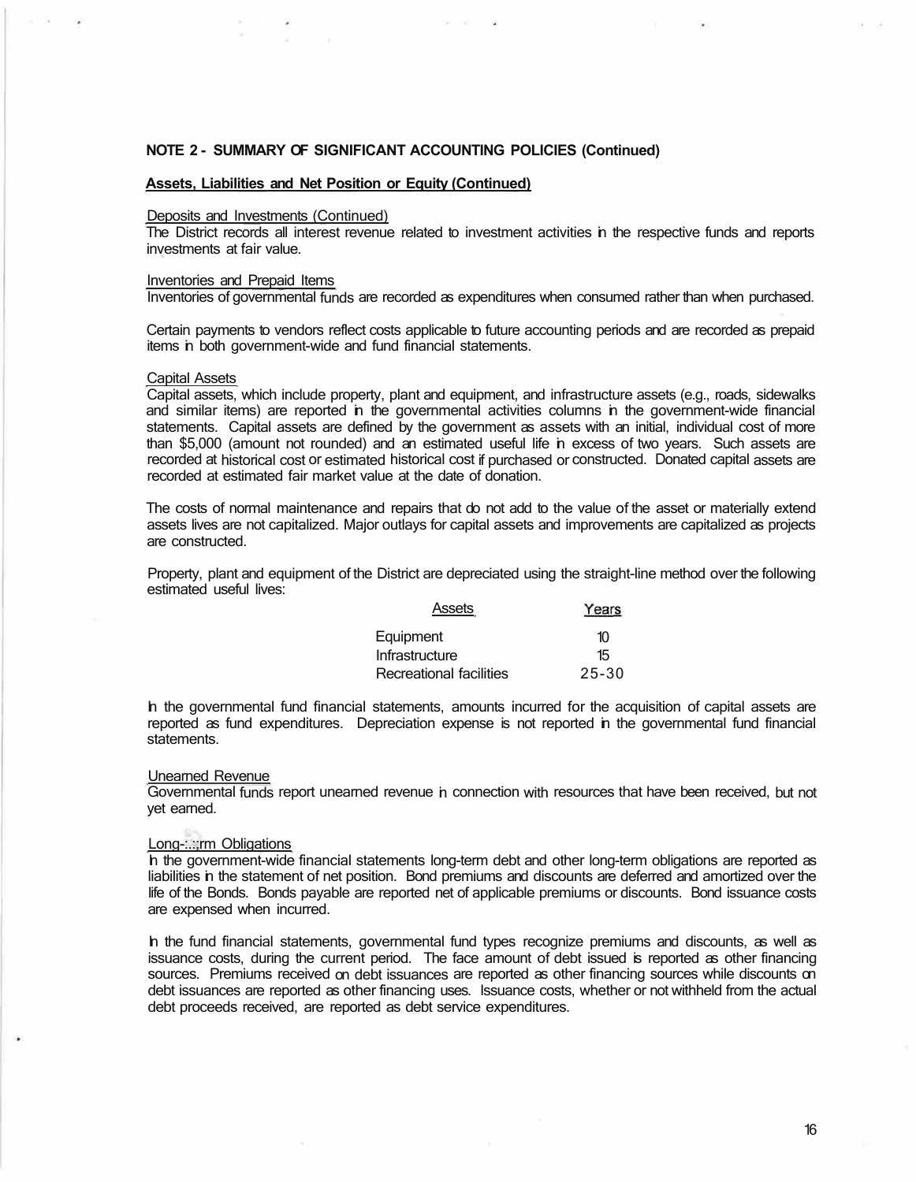**NOTE 2 - SUMMARY OF SIGNIFICANT ACCOUNTING POLICIES (Continued)**

**Assets, Liabilities and Net Position or Equity (Continued)**

Deposits and Investments (Continued)
The District records all interest revenue related to investment activities in the respective funds and reports investments at fair value.

Inventories and Prepaid Items
Inventories of governmental funds are recorded as expenditures when consumed rather than when purchased.

Certain payments to vendors reflect costs applicable to future accounting periods and are recorded as prepaid items in both government-wide and fund financial statements.

Capital Assets
Capital assets, which include property, plant and equipment, and infrastructure assets (e.g., roads, sidewalks and similar items) are reported in the governmental activities columns in the government-wide financial statements. Capital assets are defined by the government as assets with an initial, individual cost of more than $5,000 (amount not rounded) and an estimated useful life in excess of two years. Such assets are recorded at historical cost or estimated historical cost if purchased or constructed. Donated capital assets are recorded at estimated fair market value at the date of donation.

The costs of normal maintenance and repairs that do not add to the value of the asset or materially extend assets lives are not capitalized. Major outlays for capital assets and improvements are capitalized as projects are constructed.

Property, plant and equipment of the District are depreciated using the straight-line method over the following estimated useful lives:

| Assets | Years |
|---|---|
| Equipment | 10 |
| Infrastructure | 15 |
| Recreational facilities | 25-30 |

In the governmental fund financial statements, amounts incurred for the acquisition of capital assets are reported as fund expenditures. Depreciation expense is not reported in the governmental fund financial statements.

Unearned Revenue
Governmental funds report unearned revenue in connection with resources that have been received, but not yet earned.

Long-Term Obligations
In the government-wide financial statements long-term debt and other long-term obligations are reported as liabilities in the statement of net position. Bond premiums and discounts are deferred and amortized over the life of the Bonds. Bonds payable are reported net of applicable premiums or discounts. Bond issuance costs are expensed when incurred.

In the fund financial statements, governmental fund types recognize premiums and discounts, as well as issuance costs, during the current period. The face amount of debt issued is reported as other financing sources. Premiums received on debt issuances are reported as other financing sources while discounts on debt issuances are reported as other financing uses. Issuance costs, whether or not withheld from the actual debt proceeds received, are reported as debt service expenditures.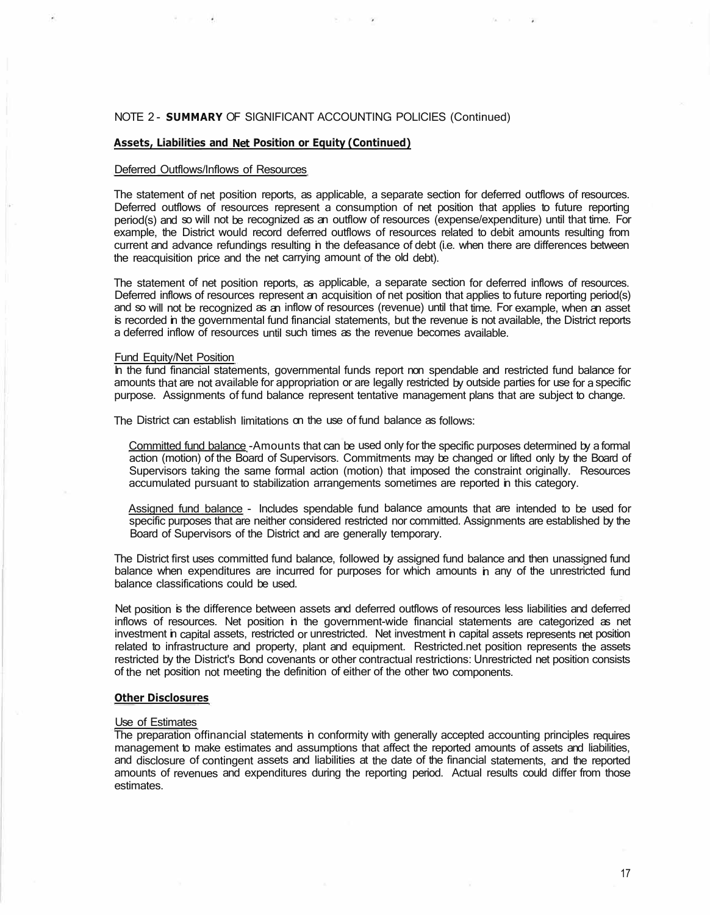NOTE 2 - **SUMMARY** OF SIGNIFICANT ACCOUNTING POLICIES (Continued)

**Assets, Liabilities and Net Position or Equity (Continued)**

Deferred Outflows/Inflows of Resources

The statement of net position reports, as applicable, a separate section for deferred outflows of resources. Deferred outflows of resources represent a consumption of net position that applies to future reporting period(s) and so will not be recognized as an outflow of resources (expense/expenditure) until that time. For example, the District would record deferred outflows of resources related to debit amounts resulting from current and advance refundings resulting in the defeasance of debt (i.e. when there are differences between the reacquisition price and the net carrying amount of the old debt).

The statement of net position reports, as applicable, a separate section for deferred inflows of resources. Deferred inflows of resources represent an acquisition of net position that applies to future reporting period(s) and so will not be recognized as an inflow of resources (revenue) until that time. For example, when an asset is recorded in the governmental fund financial statements, but the revenue is not available, the District reports a deferred inflow of resources until such times as the revenue becomes available.

Fund Equity/Net Position

In the fund financial statements, governmental funds report non spendable and restricted fund balance for amounts that are not available for appropriation or are legally restricted by outside parties for use for a specific purpose. Assignments of fund balance represent tentative management plans that are subject to change.

The District can establish limitations on the use of fund balance as follows:

Committed fund balance -Amounts that can be used only for the specific purposes determined by a formal action (motion) of the Board of Supervisors. Commitments may be changed or lifted only by the Board of Supervisors taking the same formal action (motion) that imposed the constraint originally. Resources accumulated pursuant to stabilization arrangements sometimes are reported in this category.

Assigned fund balance - Includes spendable fund balance amounts that are intended to be used for specific purposes that are neither considered restricted nor committed. Assignments are established by the Board of Supervisors of the District and are generally temporary.

The District first uses committed fund balance, followed by assigned fund balance and then unassigned fund balance when expenditures are incurred for purposes for which amounts in any of the unrestricted fund balance classifications could be used.

Net position is the difference between assets and deferred outflows of resources less liabilities and deferred inflows of resources. Net position in the government-wide financial statements are categorized as net investment in capital assets, restricted or unrestricted. Net investment in capital assets represents net position related to infrastructure and property, plant and equipment. Restricted.net position represents the assets restricted by the District's Bond covenants or other contractual restrictions: Unrestricted net position consists of the net position not meeting the definition of either of the other two components.

**Other Disclosures**

Use of Estimates

The preparation offinancial statements in conformity with generally accepted accounting principles requires management to make estimates and assumptions that affect the reported amounts of assets and liabilities, and disclosure of contingent assets and liabilities at the date of the financial statements, and the reported amounts of revenues and expenditures during the reporting period. Actual results could differ from those estimates.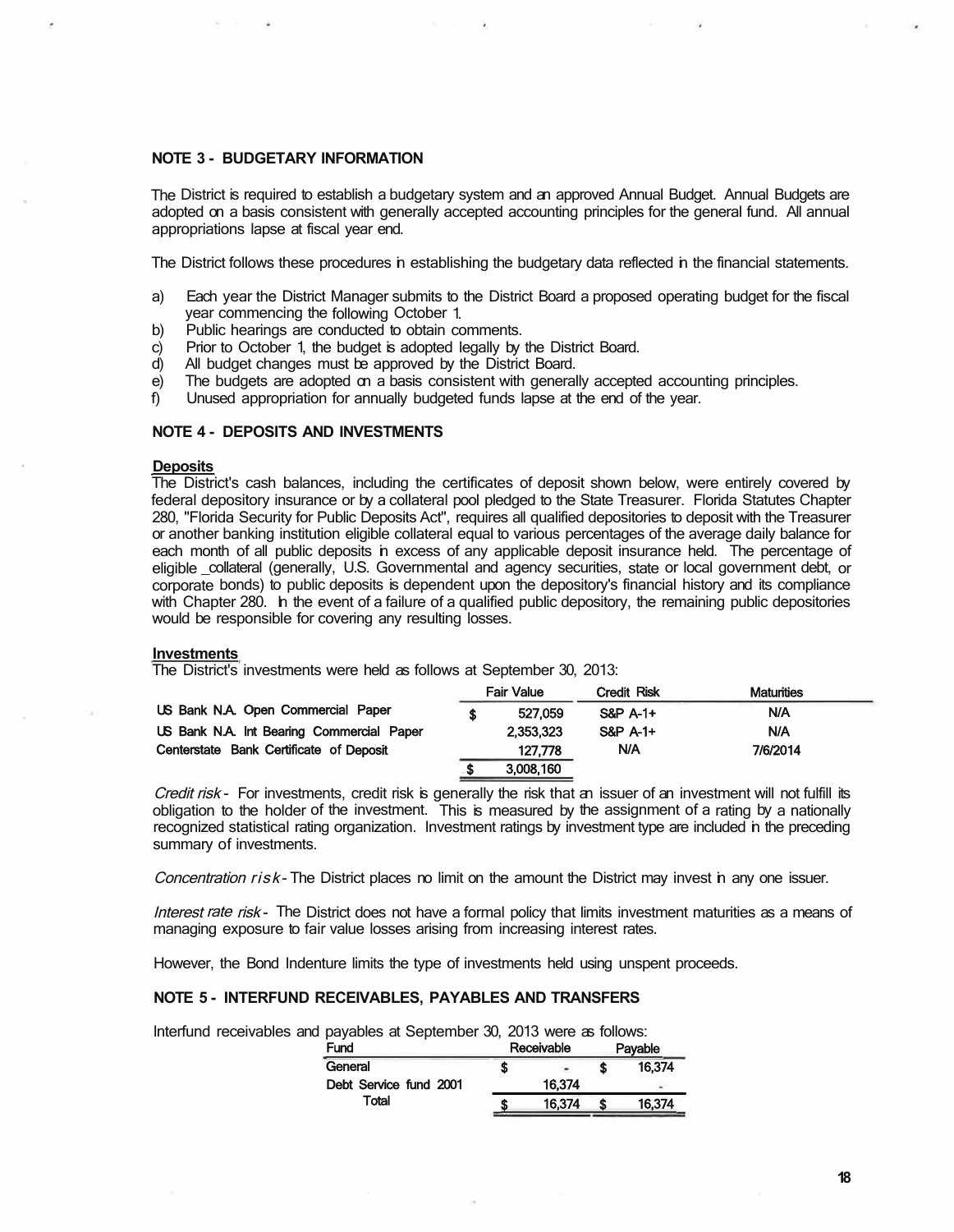### NOTE 3 - BUDGETARY INFORMATION

The District is required to establish a budgetary system and an approved Annual Budget. Annual Budgets are adopted on a basis consistent with generally accepted accounting principles for the general fund. All annual appropriations lapse at fiscal year end.

The District follows these procedures in establishing the budgetary data reflected in the financial statements.

a) Each year the District Manager submits to the District Board a proposed operating budget for the fiscal year commencing the following October 1.
b) Public hearings are conducted to obtain comments.
c) Prior to October 1, the budget is adopted legally by the District Board.
d) All budget changes must be approved by the District Board.
e) The budgets are adopted on a basis consistent with generally accepted accounting principles.
f) Unused appropriation for annually budgeted funds lapse at the end of the year.

### NOTE 4 - DEPOSITS AND INVESTMENTS

**Deposits**

The District's cash balances, including the certificates of deposit shown below, were entirely covered by federal depository insurance or by a collateral pool pledged to the State Treasurer. Florida Statutes Chapter 280, "Florida Security for Public Deposits Act", requires all qualified depositories to deposit with the Treasurer or another banking institution eligible collateral equal to various percentages of the average daily balance for each month of all public deposits in excess of any applicable deposit insurance held. The percentage of eligible collateral (generally, U.S. Governmental and agency securities, state or local government debt, or corporate bonds) to public deposits is dependent upon the depository's financial history and its compliance with Chapter 280. In the event of a failure of a qualified public depository, the remaining public depositories would be responsible for covering any resulting losses.

**Investments**

The District's investments were held as follows at September 30, 2013:

| | Fair Value | Credit Risk | Maturities |
|---|---|---|---|
| US Bank N.A. Open Commercial Paper | $ 527,059 | S&P A-1+ | N/A |
| US Bank N.A. Int Bearing Commercial Paper | 2,353,323 | S&P A-1+ | N/A |
| Centerstate Bank Certificate of Deposit | 127,778 | N/A | 7/6/2014 |
| | $ 3,008,160 | | |

*Credit risk* - For investments, credit risk is generally the risk that an issuer of an investment will not fulfill its obligation to the holder of the investment. This is measured by the assignment of a rating by a nationally recognized statistical rating organization. Investment ratings by investment type are included in the preceding summary of investments.

*Concentration risk* - The District places no limit on the amount the District may invest in any one issuer.

*Interest rate risk* - The District does not have a formal policy that limits investment maturities as a means of managing exposure to fair value losses arising from increasing interest rates.

However, the Bond Indenture limits the type of investments held using unspent proceeds.

### NOTE 5 - INTERFUND RECEIVABLES, PAYABLES AND TRANSFERS

Interfund receivables and payables at September 30, 2013 were as follows:

| Fund | Receivable | Payable |
|---|---|---|
| General | $ - | $ 16,374 |
| Debt Service fund 2001 | 16,374 | - |
| Total | $ 16,374 | $ 16,374 |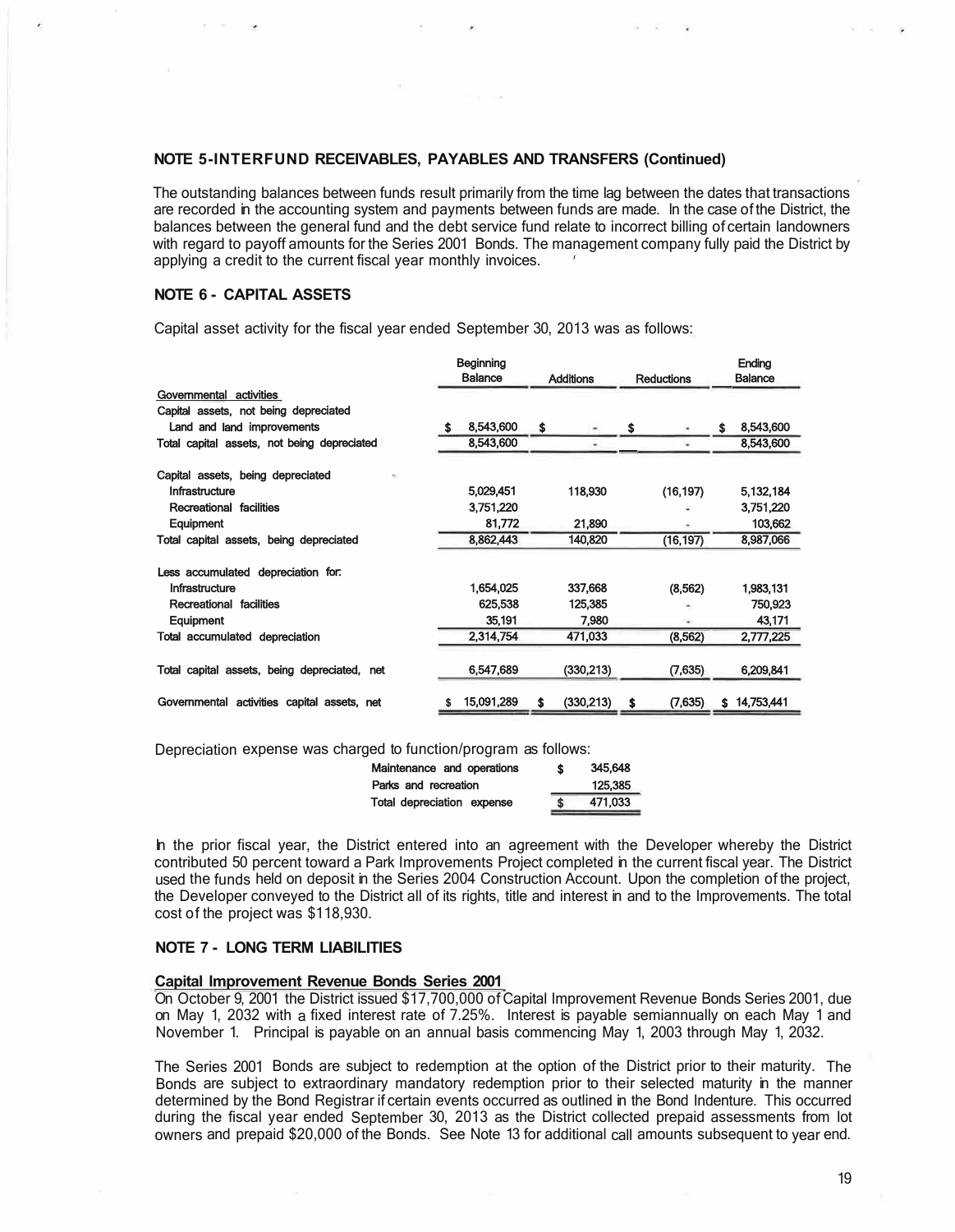**NOTE 5-INTERFUND RECEIVABLES, PAYABLES AND TRANSFERS (Continued)**

The outstanding balances between funds result primarily from the time lag between the dates that transactions are recorded in the accounting system and payments between funds are made. In the case of the District, the balances between the general fund and the debt service fund relate to incorrect billing of certain landowners with regard to payoff amounts for the Series 2001 Bonds. The management company fully paid the District by applying a credit to the current fiscal year monthly invoices.

**NOTE 6 - CAPITAL ASSETS**

Capital asset activity for the fiscal year ended September 30, 2013 was as follows:

| | Beginning Balance | Additions | Reductions | Ending Balance |
|---|---|---|---|---|
| Governmental activities | | | | |
| Capital assets, not being depreciated | | | | |
| Land and land improvements | $ 8,543,600 | $ - | $ - | $ 8,543,600 |
| Total capital assets, not being depreciated | 8,543,600 | - | - | 8,543,600 |
| | | | | |
| Capital assets, being depreciated | | | | |
| Infrastructure | 5,029,451 | 118,930 | (16,197) | 5,132,184 |
| Recreational facilities | 3,751,220 | | - | 3,751,220 |
| Equipment | 81,772 | 21,890 | - | 103,662 |
| Total capital assets, being depreciated | 8,862,443 | 140,820 | (16,197) | 8,987,066 |
| | | | | |
| Less accumulated depreciation for: | | | | |
| Infrastructure | 1,654,025 | 337,668 | (8,562) | 1,983,131 |
| Recreational facilities | 625,538 | 125,385 | - | 750,923 |
| Equipment | 35,191 | 7,980 | - | 43,171 |
| Total accumulated depreciation | 2,314,754 | 471,033 | (8,562) | 2,777,225 |
| | | | | |
| Total capital assets, being depreciated, net | 6,547,689 | (330,213) | (7,635) | 6,209,841 |
| | | | | |
| Governmental activities capital assets, net | $ 15,091,289 | $ (330,213) | $ (7,635) | $ 14,753,441 |

Depreciation expense was charged to function/program as follows:

| | |
|---|---|
| Maintenance and operations | $ 345,648 |
| Parks and recreation | 125,385 |
| Total depreciation expense | $ 471,033 |

In the prior fiscal year, the District entered into an agreement with the Developer whereby the District contributed 50 percent toward a Park Improvements Project completed in the current fiscal year. The District used the funds held on deposit in the Series 2004 Construction Account. Upon the completion of the project, the Developer conveyed to the District all of its rights, title and interest in and to the Improvements. The total cost of the project was $118,930.

**NOTE 7 - LONG TERM LIABILITIES**

**Capital Improvement Revenue Bonds Series 2001**

On October 9, 2001 the District issued $17,700,000 of Capital Improvement Revenue Bonds Series 2001, due on May 1, 2032 with a fixed interest rate of 7.25%. Interest is payable semiannually on each May 1 and November 1. Principal is payable on an annual basis commencing May 1, 2003 through May 1, 2032.

The Series 2001 Bonds are subject to redemption at the option of the District prior to their maturity. The Bonds are subject to extraordinary mandatory redemption prior to their selected maturity in the manner determined by the Bond Registrar if certain events occurred as outlined in the Bond Indenture. This occurred during the fiscal year ended September 30, 2013 as the District collected prepaid assessments from lot owners and prepaid $20,000 of the Bonds. See Note 13 for additional call amounts subsequent to year end.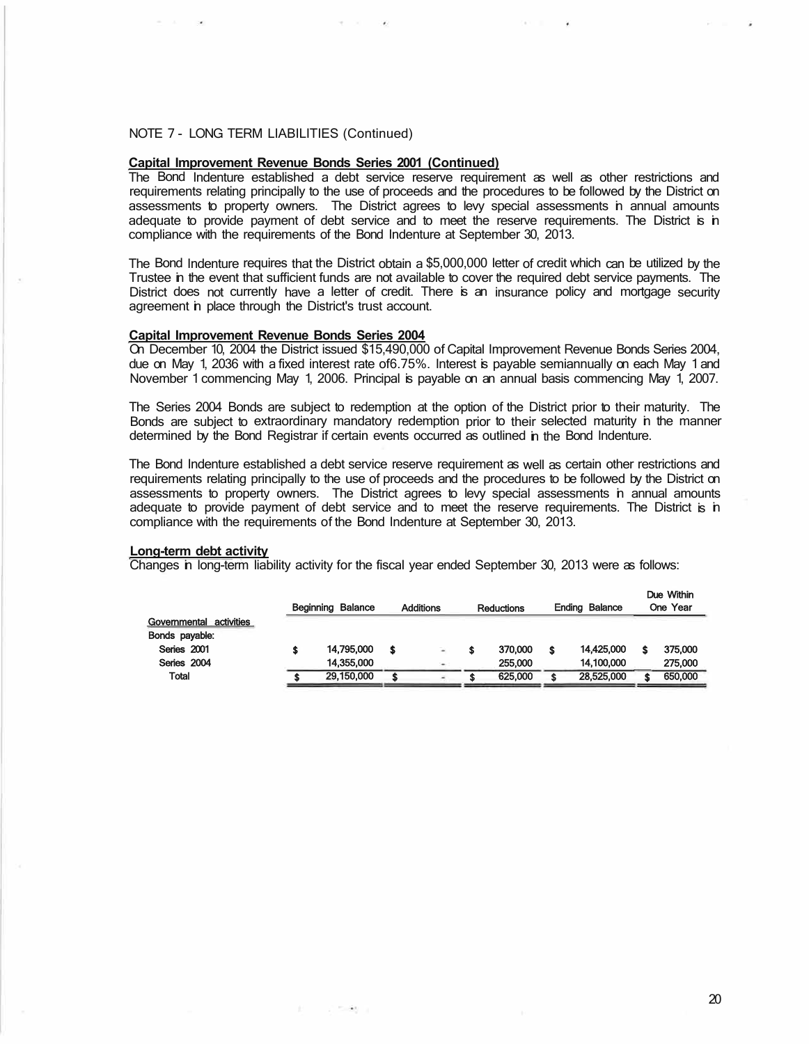NOTE 7 - LONG TERM LIABILITIES (Continued)

**Capital Improvement Revenue Bonds Series 2001 (Continued)**

The Bond Indenture established a debt service reserve requirement as well as other restrictions and requirements relating principally to the use of proceeds and the procedures to be followed by the District on assessments to property owners. The District agrees to levy special assessments in annual amounts adequate to provide payment of debt service and to meet the reserve requirements. The District is in compliance with the requirements of the Bond Indenture at September 30, 2013.

The Bond Indenture requires that the District obtain a $5,000,000 letter of credit which can be utilized by the Trustee in the event that sufficient funds are not available to cover the required debt service payments. The District does not currently have a letter of credit. There is an insurance policy and mortgage security agreement in place through the District's trust account.

**Capital Improvement Revenue Bonds Series 2004**

On December 10, 2004 the District issued $15,490,000 of Capital Improvement Revenue Bonds Series 2004, due on May 1, 2036 with a fixed interest rate of6.75%. Interest is payable semiannually on each May 1 and November 1 commencing May 1, 2006. Principal is payable on an annual basis commencing May 1, 2007.

The Series 2004 Bonds are subject to redemption at the option of the District prior to their maturity. The Bonds are subject to extraordinary mandatory redemption prior to their selected maturity in the manner determined by the Bond Registrar if certain events occurred as outlined in the Bond Indenture.

The Bond Indenture established a debt service reserve requirement as well as certain other restrictions and requirements relating principally to the use of proceeds and the procedures to be followed by the District on assessments to property owners. The District agrees to levy special assessments in annual amounts adequate to provide payment of debt service and to meet the reserve requirements. The District is in compliance with the requirements of the Bond Indenture at September 30, 2013.

**Long-term debt activity**

Changes in long-term liability activity for the fiscal year ended September 30, 2013 were as follows:

| | Beginning Balance | Additions | Reductions | Ending Balance | Due Within One Year |
|---|---|---|---|---|---|
| Governmental activities | | | | | |
| Bonds payable: | | | | | |
| Series 2001 | $ 14,795,000 | $ - | $ 370,000 | $ 14,425,000 | $ 375,000 |
| Series 2004 | 14,355,000 | - | 255,000 | 14,100,000 | 275,000 |
| Total | $ 29,150,000 | $ - | $ 625,000 | $ 28,525,000 | $ 650,000 |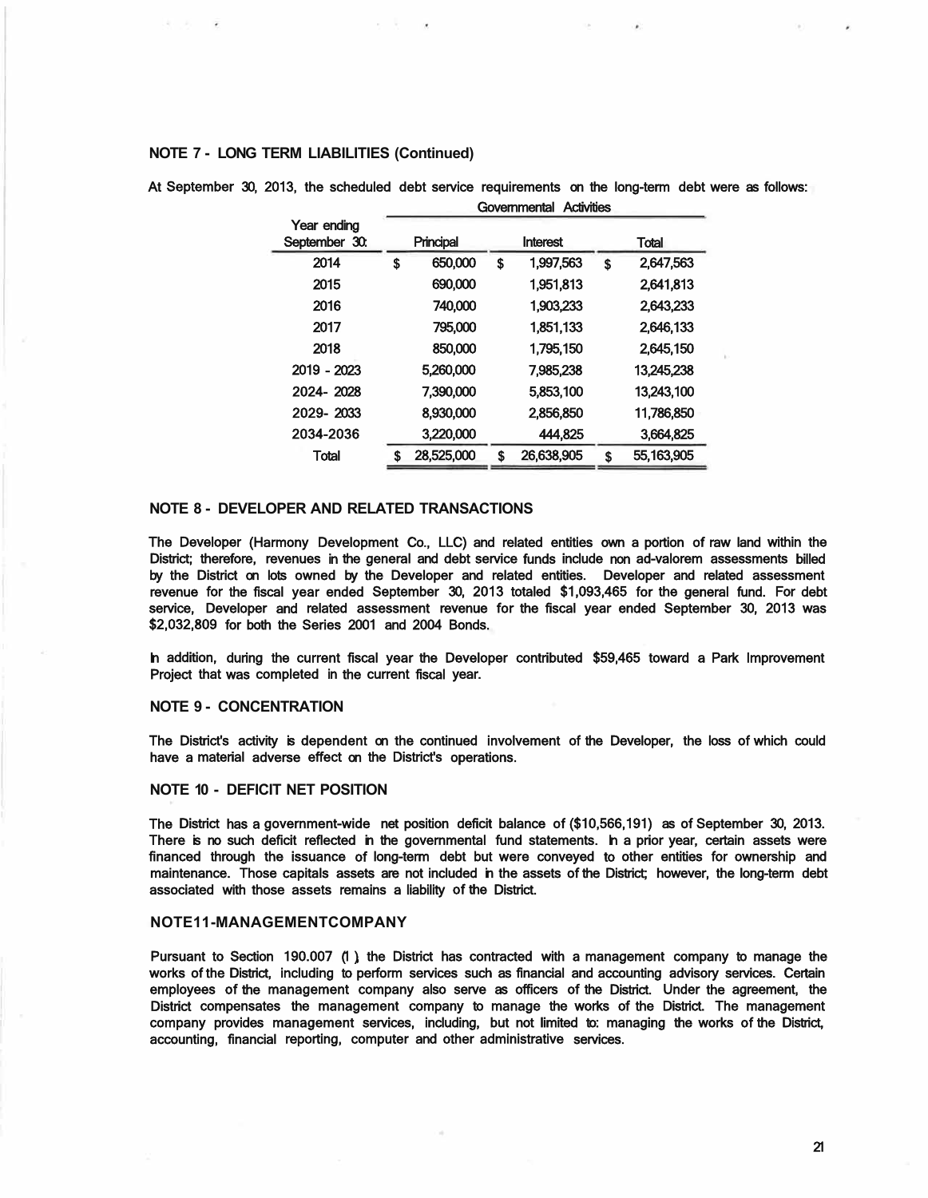### NOTE 7 - LONG TERM LIABILITIES (Continued)

At September 30, 2013, the scheduled debt service requirements on the long-term debt were as follows:

| Year ending September 30: | Governmental Activities | | |
|---|---|---|---|
| | Principal | Interest | Total |
| 2014 | $ 650,000 | $ 1,997,563 | $ 2,647,563 |
| 2015 | 690,000 | 1,951,813 | 2,641,813 |
| 2016 | 740,000 | 1,903,233 | 2,643,233 |
| 2017 | 795,000 | 1,851,133 | 2,646,133 |
| 2018 | 850,000 | 1,795,150 | 2,645,150 |
| 2019 - 2023 | 5,260,000 | 7,985,238 | 13,245,238 |
| 2024- 2028 | 7,390,000 | 5,853,100 | 13,243,100 |
| 2029- 2033 | 8,930,000 | 2,856,850 | 11,786,850 |
| 2034-2036 | 3,220,000 | 444,825 | 3,664,825 |
| Total | $ 28,525,000 | $ 26,638,905 | $ 55,163,905 |

### NOTE 8 - DEVELOPER AND RELATED TRANSACTIONS

The Developer (Harmony Development Co., LLC) and related entities own a portion of raw land within the District; therefore, revenues in the general and debt service funds include non ad-valorem assessments billed by the District on lots owned by the Developer and related entities. Developer and related assessment revenue for the fiscal year ended September 30, 2013 totaled $1,093,465 for the general fund. For debt service, Developer and related assessment revenue for the fiscal year ended September 30, 2013 was $2,032,809 for both the Series 2001 and 2004 Bonds.

In addition, during the current fiscal year the Developer contributed $59,465 toward a Park Improvement Project that was completed in the current fiscal year.

### NOTE 9 - CONCENTRATION

The District's activity is dependent on the continued involvement of the Developer, the loss of which could have a material adverse effect on the District's operations.

### NOTE 10 - DEFICIT NET POSITION

The District has a government-wide net position deficit balance of ($10,566,191) as of September 30, 2013. There is no such deficit reflected in the governmental fund statements. In a prior year, certain assets were financed through the issuance of long-term debt but were conveyed to other entities for ownership and maintenance. Those capitals assets are not included in the assets of the District; however, the long-term debt associated with those assets remains a liability of the District.

### NOTE 11 - MANAGEMENT COMPANY

Pursuant to Section 190.007 (1), the District has contracted with a management company to manage the works of the District, including to perform services such as financial and accounting advisory services. Certain employees of the management company also serve as officers of the District. Under the agreement, the District compensates the management company to manage the works of the District. The management company provides management services, including, but not limited to: managing the works of the District, accounting, financial reporting, computer and other administrative services.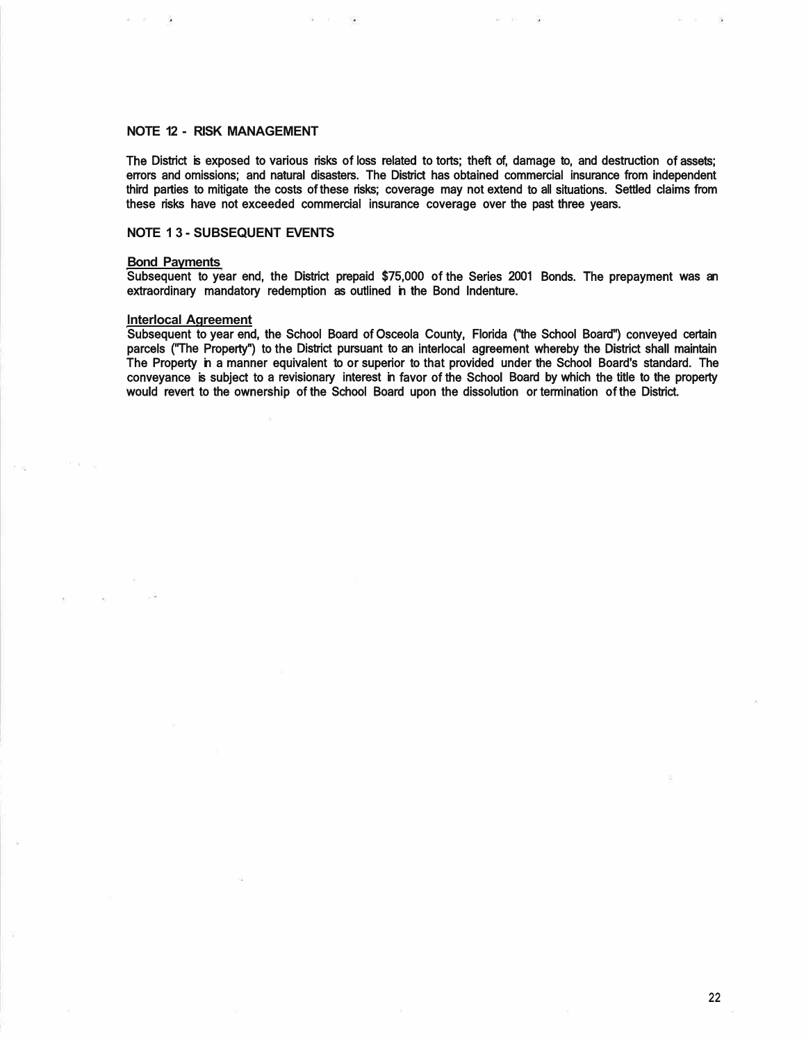## NOTE 12 - RISK MANAGEMENT

The District is exposed to various risks of loss related to torts; theft of, damage to, and destruction of assets; errors and omissions; and natural disasters. The District has obtained commercial insurance from independent third parties to mitigate the costs of these risks; coverage may not extend to all situations. Settled claims from these risks have not exceeded commercial insurance coverage over the past three years.

## NOTE 13 - SUBSEQUENT EVENTS

### Bond Payments

Subsequent to year end, the District prepaid $75,000 of the Series 2001 Bonds. The prepayment was an extraordinary mandatory redemption as outlined in the Bond Indenture.

### Interlocal Agreement

Subsequent to year end, the School Board of Osceola County, Florida ("the School Board") conveyed certain parcels ("The Property") to the District pursuant to an interlocal agreement whereby the District shall maintain The Property in a manner equivalent to or superior to that provided under the School Board's standard. The conveyance is subject to a revisionary interest in favor of the School Board by which the title to the property would revert to the ownership of the School Board upon the dissolution or termination of the District.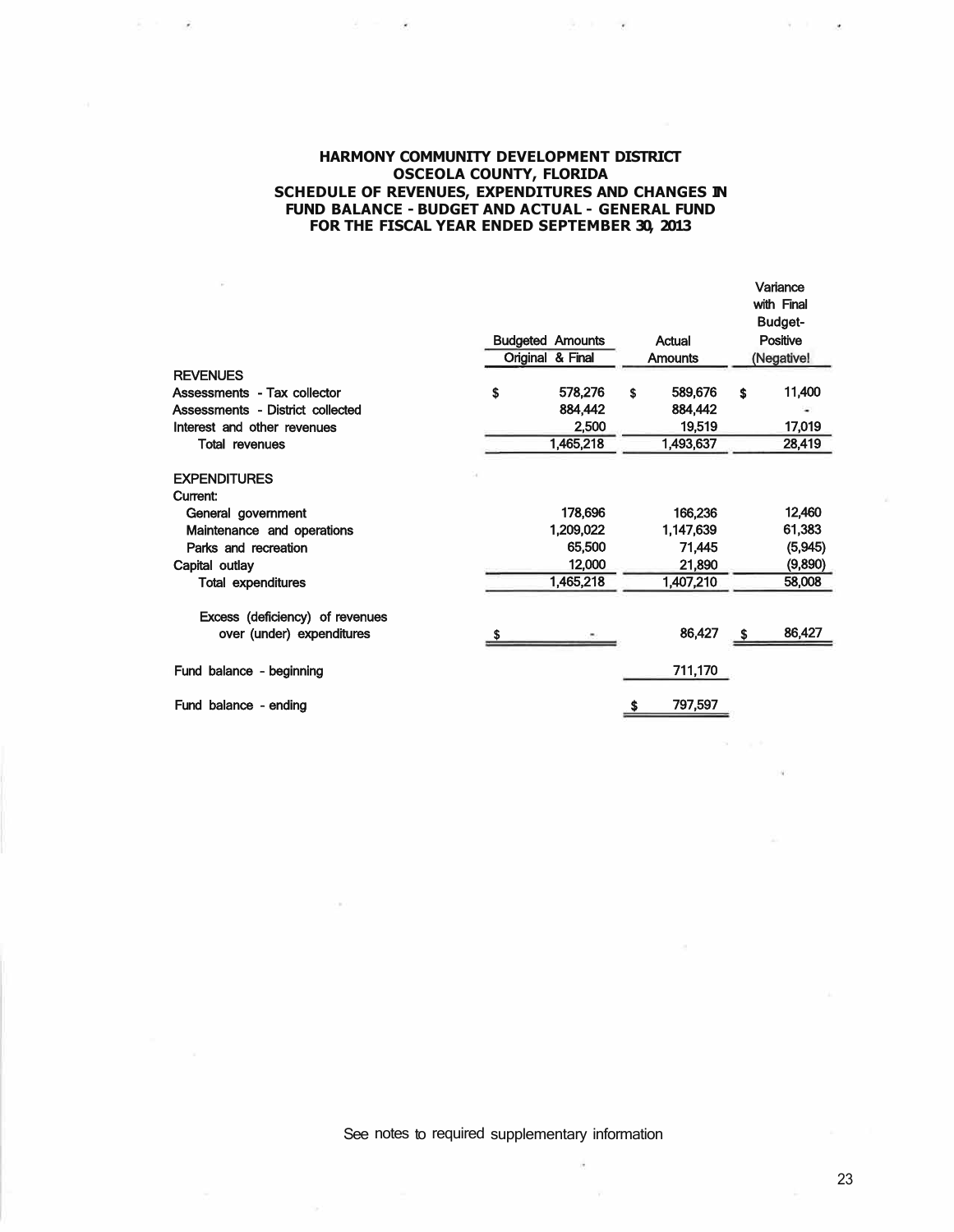**HARMONY COMMUNITY DEVELOPMENT DISTRICT**
**OSCEOLA COUNTY, FLORIDA**
**SCHEDULE OF REVENUES, EXPENDITURES AND CHANGES IN FUND BALANCE - BUDGET AND ACTUAL - GENERAL FUND**
**FOR THE FISCAL YEAR ENDED SEPTEMBER 30, 2013**

| | Budgeted Amounts Original & Final | Actual Amounts | Variance with Final Budget- Positive (Negative) |
|---|---|---|---|
| **REVENUES** | | | |
| Assessments - Tax collector | $ 578,276 | $ 589,676 | $ 11,400 |
| Assessments - District collected | 884,442 | 884,442 | - |
| Interest and other revenues | 2,500 | 19,519 | 17,019 |
| Total revenues | 1,465,218 | 1,493,637 | 28,419 |
| **EXPENDITURES** | | | |
| Current: | | | |
| General government | 178,696 | 166,236 | 12,460 |
| Maintenance and operations | 1,209,022 | 1,147,639 | 61,383 |
| Parks and recreation | 65,500 | 71,445 | (5,945) |
| Capital outlay | 12,000 | 21,890 | (9,890) |
| Total expenditures | 1,465,218 | 1,407,210 | 58,008 |
| Excess (deficiency) of revenues over (under) expenditures | $ - | 86,427 | $ 86,427 |
| Fund balance - beginning | | 711,170 | |
| Fund balance - ending | | $ 797,597 | |

See notes to required supplementary information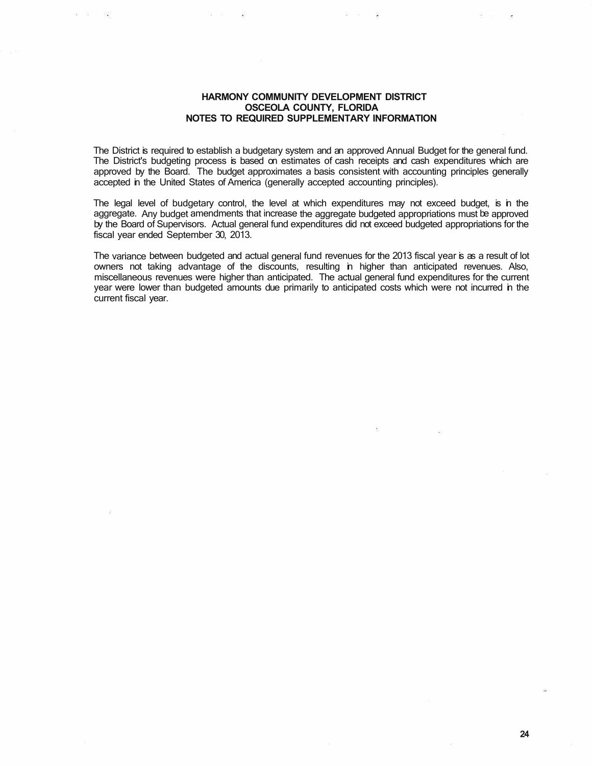**HARMONY COMMUNITY DEVELOPMENT DISTRICT**
**OSCEOLA COUNTY, FLORIDA**
**NOTES TO REQUIRED SUPPLEMENTARY INFORMATION**

The District is required to establish a budgetary system and an approved Annual Budget for the general fund. The District's budgeting process is based on estimates of cash receipts and cash expenditures which are approved by the Board. The budget approximates a basis consistent with accounting principles generally accepted in the United States of America (generally accepted accounting principles).

The legal level of budgetary control, the level at which expenditures may not exceed budget, is in the aggregate. Any budget amendments that increase the aggregate budgeted appropriations must be approved by the Board of Supervisors. Actual general fund expenditures did not exceed budgeted appropriations for the fiscal year ended September 30, 2013.

The variance between budgeted and actual general fund revenues for the 2013 fiscal year is as a result of lot owners not taking advantage of the discounts, resulting in higher than anticipated revenues. Also, miscellaneous revenues were higher than anticipated. The actual general fund expenditures for the current year were lower than budgeted amounts due primarily to anticipated costs which were not incurred in the current fiscal year.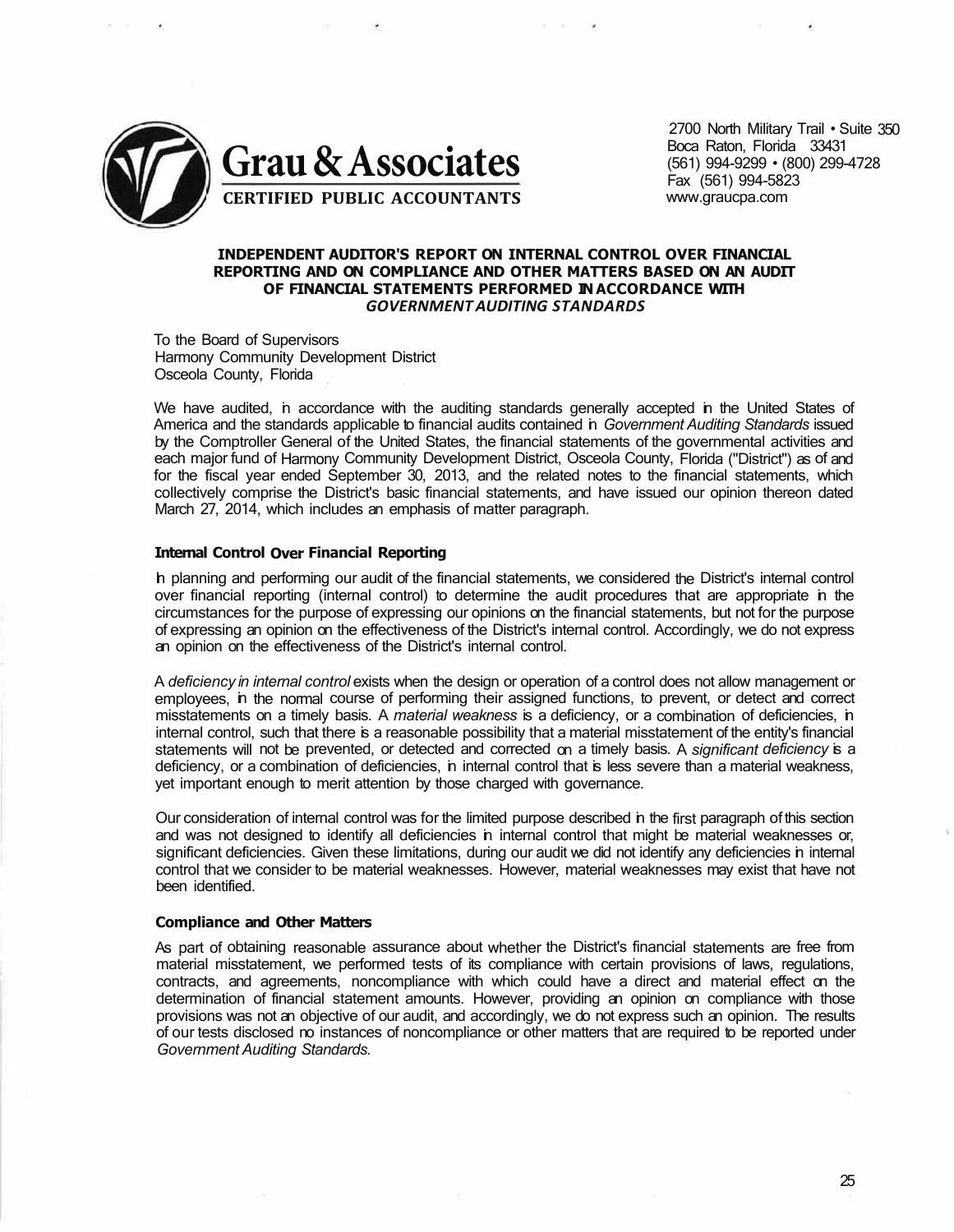**Grau & Associates**

**CERTIFIED PUBLIC ACCOUNTANTS**

2700 North Military Trail • Suite 350
Boca Raton, Florida 33431
(561) 994-9299 • (800) 299-4728
Fax (561) 994-5823
www.graucpa.com

## INDEPENDENT AUDITOR'S REPORT ON INTERNAL CONTROL OVER FINANCIAL REPORTING AND ON COMPLIANCE AND OTHER MATTERS BASED ON AN AUDIT OF FINANCIAL STATEMENTS PERFORMED IN ACCORDANCE WITH *GOVERNMENT AUDITING STANDARDS*

To the Board of Supervisors
Harmony Community Development District
Osceola County, Florida

We have audited, in accordance with the auditing standards generally accepted in the United States of America and the standards applicable to financial audits contained in *Government Auditing Standards* issued by the Comptroller General of the United States, the financial statements of the governmental activities and each major fund of Harmony Community Development District, Osceola County, Florida ("District") as of and for the fiscal year ended September 30, 2013, and the related notes to the financial statements, which collectively comprise the District's basic financial statements, and have issued our opinion thereon dated March 27, 2014, which includes an emphasis of matter paragraph.

### Internal Control Over Financial Reporting

In planning and performing our audit of the financial statements, we considered the District's internal control over financial reporting (internal control) to determine the audit procedures that are appropriate in the circumstances for the purpose of expressing our opinions on the financial statements, but not for the purpose of expressing an opinion on the effectiveness of the District's internal control. Accordingly, we do not express an opinion on the effectiveness of the District's internal control.

A *deficiency in internal control* exists when the design or operation of a control does not allow management or employees, in the normal course of performing their assigned functions, to prevent, or detect and correct misstatements on a timely basis. A *material weakness* is a deficiency, or a combination of deficiencies, in internal control, such that there is a reasonable possibility that a material misstatement of the entity's financial statements will not be prevented, or detected and corrected on a timely basis. A *significant deficiency* is a deficiency, or a combination of deficiencies, in internal control that is less severe than a material weakness, yet important enough to merit attention by those charged with governance.

Our consideration of internal control was for the limited purpose described in the first paragraph of this section and was not designed to identify all deficiencies in internal control that might be material weaknesses or, significant deficiencies. Given these limitations, during our audit we did not identify any deficiencies in internal control that we consider to be material weaknesses. However, material weaknesses may exist that have not been identified.

### Compliance and Other Matters

As part of obtaining reasonable assurance about whether the District's financial statements are free from material misstatement, we performed tests of its compliance with certain provisions of laws, regulations, contracts, and agreements, noncompliance with which could have a direct and material effect on the determination of financial statement amounts. However, providing an opinion on compliance with those provisions was not an objective of our audit, and accordingly, we do not express such an opinion. The results of our tests disclosed no instances of noncompliance or other matters that are required to be reported under *Government Auditing Standards.*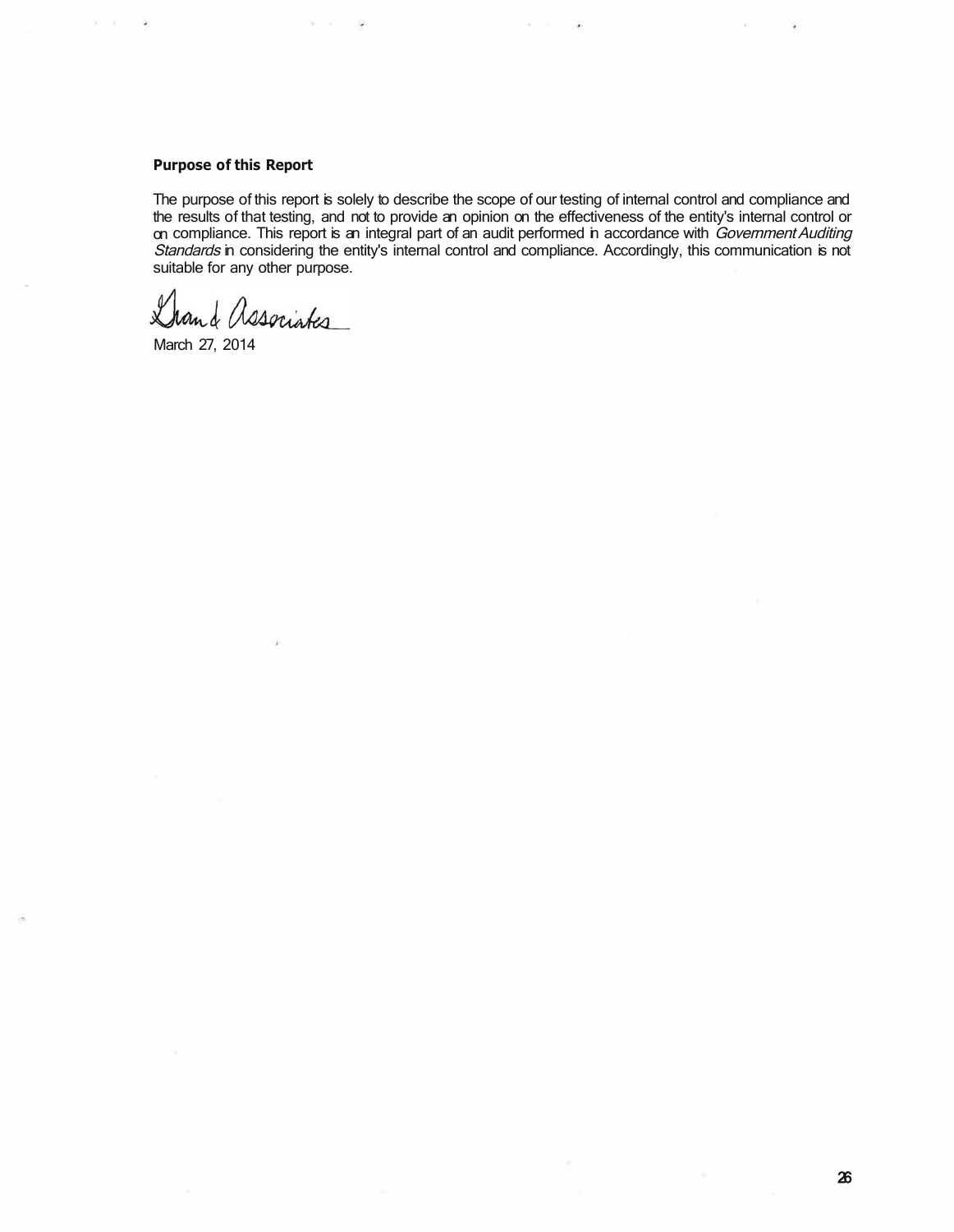**Purpose of this Report**

The purpose of this report is solely to describe the scope of our testing of internal control and compliance and the results of that testing, and not to provide an opinion on the effectiveness of the entity's internal control or on compliance. This report is an integral part of an audit performed in accordance with *Government Auditing Standards* in considering the entity's internal control and compliance. Accordingly, this communication is not suitable for any other purpose.

Grant & Associates

March 27, 2014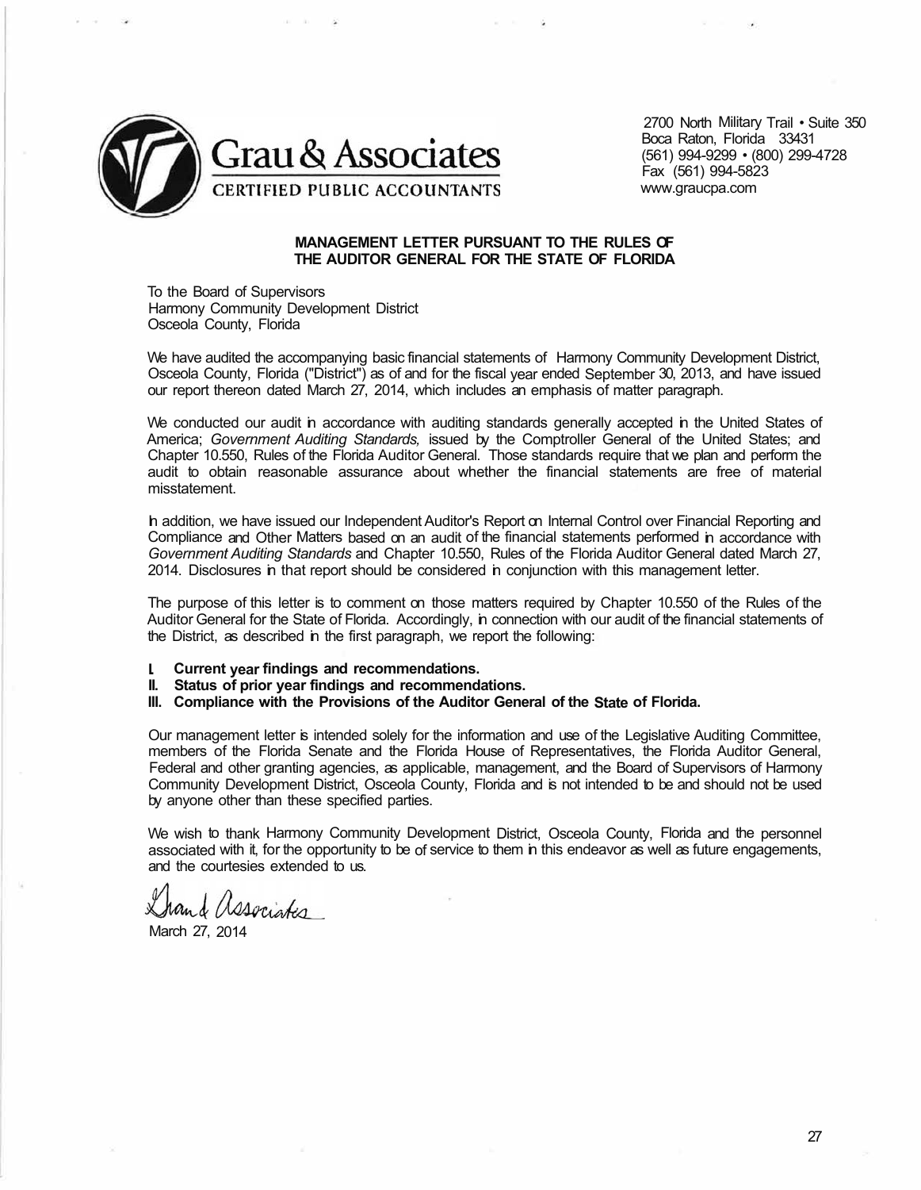Grau & Associates

CERTIFIED PUBLIC ACCOUNTANTS

2700 North Military Trail • Suite 350
Boca Raton, Florida 33431
(561) 994-9299 • (800) 299-4728
Fax (561) 994-5823
www.graucpa.com

**MANAGEMENT LETTER PURSUANT TO THE RULES OF THE AUDITOR GENERAL FOR THE STATE OF FLORIDA**

To the Board of Supervisors
Harmony Community Development District
Osceola County, Florida

We have audited the accompanying basic financial statements of Harmony Community Development District, Osceola County, Florida ("District") as of and for the fiscal year ended September 30, 2013, and have issued our report thereon dated March 27, 2014, which includes an emphasis of matter paragraph.

We conducted our audit in accordance with auditing standards generally accepted in the United States of America; *Government Auditing Standards,* issued by the Comptroller General of the United States; and Chapter 10.550, Rules of the Florida Auditor General. Those standards require that we plan and perform the audit to obtain reasonable assurance about whether the financial statements are free of material misstatement.

In addition, we have issued our Independent Auditor's Report on Internal Control over Financial Reporting and Compliance and Other Matters based on an audit of the financial statements performed in accordance with *Government Auditing Standards* and Chapter 10.550, Rules of the Florida Auditor General dated March 27, 2014. Disclosures in that report should be considered in conjunction with this management letter.

The purpose of this letter is to comment on those matters required by Chapter 10.550 of the Rules of the Auditor General for the State of Florida. Accordingly, in connection with our audit of the financial statements of the District, as described in the first paragraph, we report the following:

**I. Current year findings and recommendations.**
**II. Status of prior year findings and recommendations.**
**III. Compliance with the Provisions of the Auditor General of the State of Florida.**

Our management letter is intended solely for the information and use of the Legislative Auditing Committee, members of the Florida Senate and the Florida House of Representatives, the Florida Auditor General, Federal and other granting agencies, as applicable, management, and the Board of Supervisors of Harmony Community Development District, Osceola County, Florida and is not intended to be and should not be used by anyone other than these specified parties.

We wish to thank Harmony Community Development District, Osceola County, Florida and the personnel associated with it, for the opportunity to be of service to them in this endeavor as well as future engagements, and the courtesies extended to us.

Grau & Associates

March 27, 2014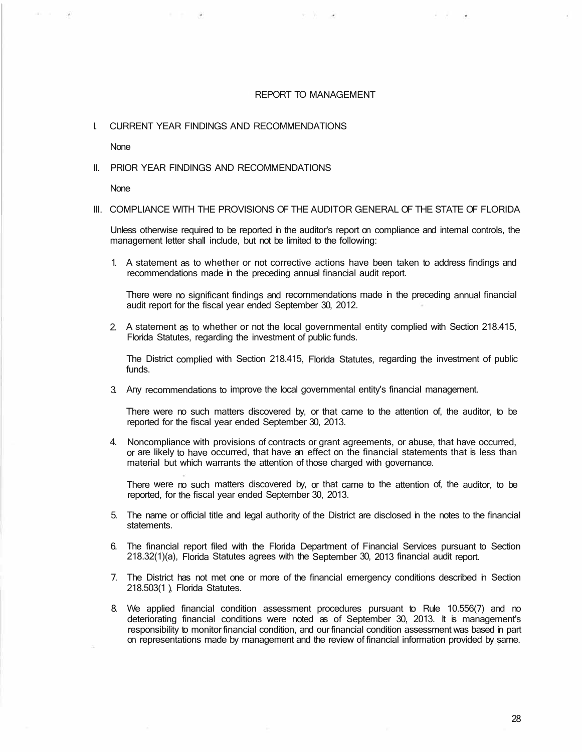# REPORT TO MANAGEMENT

## I. CURRENT YEAR FINDINGS AND RECOMMENDATIONS

None

## II. PRIOR YEAR FINDINGS AND RECOMMENDATIONS

None

## III. COMPLIANCE WITH THE PROVISIONS OF THE AUDITOR GENERAL OF THE STATE OF FLORIDA

Unless otherwise required to be reported in the auditor's report on compliance and internal controls, the management letter shall include, but not be limited to the following:

1. A statement as to whether or not corrective actions have been taken to address findings and recommendations made in the preceding annual financial audit report.

   There were no significant findings and recommendations made in the preceding annual financial audit report for the fiscal year ended September 30, 2012.

2. A statement as to whether or not the local governmental entity complied with Section 218.415, Florida Statutes, regarding the investment of public funds.

   The District complied with Section 218.415, Florida Statutes, regarding the investment of public funds.

3. Any recommendations to improve the local governmental entity's financial management.

   There were no such matters discovered by, or that came to the attention of, the auditor, to be reported for the fiscal year ended September 30, 2013.

4. Noncompliance with provisions of contracts or grant agreements, or abuse, that have occurred, or are likely to have occurred, that have an effect on the financial statements that is less than material but which warrants the attention of those charged with governance.

   There were no such matters discovered by, or that came to the attention of, the auditor, to be reported, for the fiscal year ended September 30, 2013.

5. The name or official title and legal authority of the District are disclosed in the notes to the financial statements.

6. The financial report filed with the Florida Department of Financial Services pursuant to Section 218.32(1)(a), Florida Statutes agrees with the September 30, 2013 financial audit report.

7. The District has not met one or more of the financial emergency conditions described in Section 218.503(1), Florida Statutes.

8. We applied financial condition assessment procedures pursuant to Rule 10.556(7) and no deteriorating financial conditions were noted as of September 30, 2013. It is management's responsibility to monitor financial condition, and our financial condition assessment was based in part on representations made by management and the review of financial information provided by same.